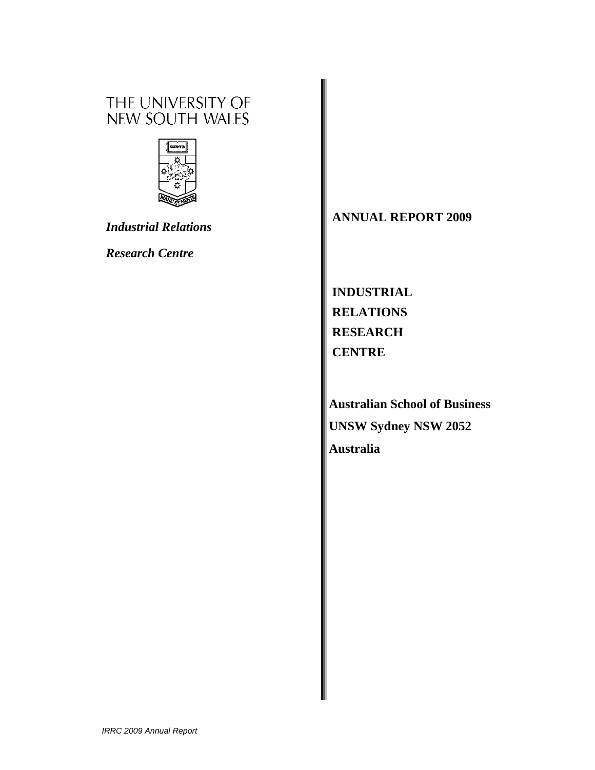THE UNIVERSITY OF NEW SOUTH WALES

*Industrial Relations*

*Research Centre*

**ANNUAL REPORT 2009**

# INDUSTRIAL RELATIONS RESEARCH CENTRE

**Australian School of Business**

**UNSW Sydney NSW 2052**

**Australia**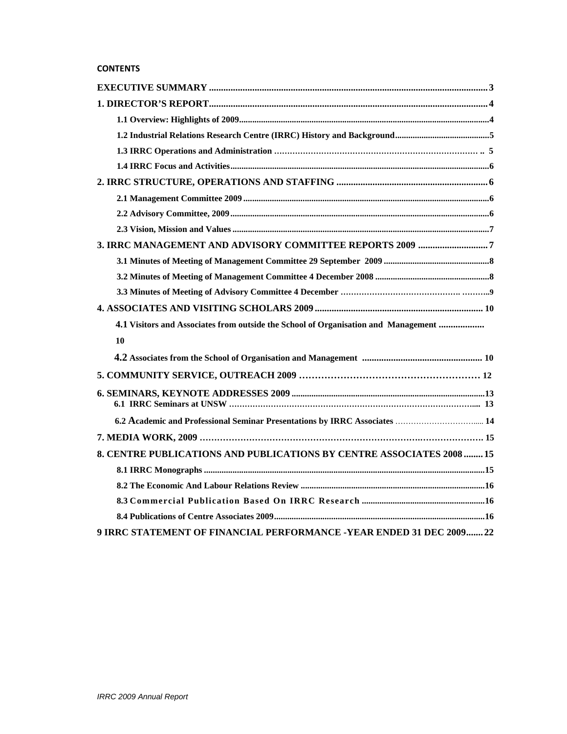**CONTENTS**

EXECUTIVE SUMMARY ... 3

1. DIRECTOR'S REPORT ... 4
   - 1.1 Overview: Highlights of 2009 ... 4
   - 1.2 Industrial Relations Research Centre (IRRC) History and Background ... 5
   - 1.3 IRRC Operations and Administration ... 5
   - 1.4 IRRC Focus and Activities ... 6

2. IRRC STRUCTURE, OPERATIONS AND STAFFING ... 6
   - 2.1 Management Committee 2009 ... 6
   - 2.2 Advisory Committee, 2009 ... 6
   - 2.3 Vision, Mission and Values ... 7

3. IRRC MANAGEMENT AND ADVISORY COMMITTEE REPORTS 2009 ... 7
   - 3.1 Minutes of Meeting of Management Committee 29 September 2009 ... 8
   - 3.2 Minutes of Meeting of Management Committee 4 December 2008 ... 8
   - 3.3 Minutes of Meeting of Advisory Committee 4 December ... 9

4. ASSOCIATES AND VISITING SCHOLARS 2009 ... 10
   - 4.1 Visitors and Associates from outside the School of Organisation and Management ... 10
   - 4.2 Associates from the School of Organisation and Management ... 10

5. COMMUNITY SERVICE, OUTREACH 2009 ... 12

6. SEMINARS, KEYNOTE ADDRESSES 2009 ... 13
   - 6.1 IRRC Seminars at UNSW ... 13
   - 6.2 Academic and Professional Seminar Presentations by IRRC Associates ... 14

7. MEDIA WORK, 2009 ... 15

8. CENTRE PUBLICATIONS AND PUBLICATIONS BY CENTRE ASSOCIATES 2008 ... 15
   - 8.1 IRRC Monographs ... 15
   - 8.2 The Economic And Labour Relations Review ... 16
   - 8.3 Commercial Publication Based On IRRC Research ... 16
   - 8.4 Publications of Centre Associates 2009 ... 16

9 IRRC STATEMENT OF FINANCIAL PERFORMANCE -YEAR ENDED 31 DEC 2009 ... 22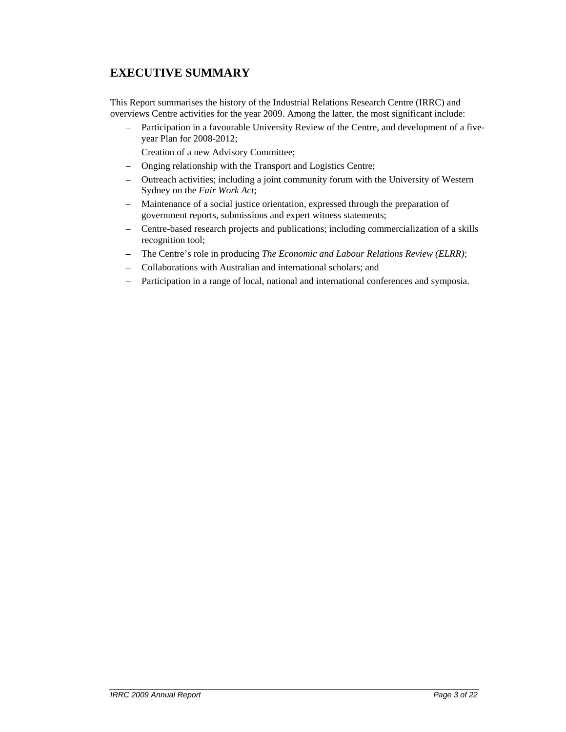# EXECUTIVE SUMMARY

This Report summarises the history of the Industrial Relations Research Centre (IRRC) and overviews Centre activities for the year 2009. Among the latter, the most significant include:

- Participation in a favourable University Review of the Centre, and development of a five-year Plan for 2008-2012;
- Creation of a new Advisory Committee;
- Onging relationship with the Transport and Logistics Centre;
- Outreach activities; including a joint community forum with the University of Western Sydney on the *Fair Work Act*;
- Maintenance of a social justice orientation, expressed through the preparation of government reports, submissions and expert witness statements;
- Centre-based research projects and publications; including commercialization of a skills recognition tool;
- The Centre's role in producing *The Economic and Labour Relations Review (ELRR)*;
- Collaborations with Australian and international scholars; and
- Participation in a range of local, national and international conferences and symposia.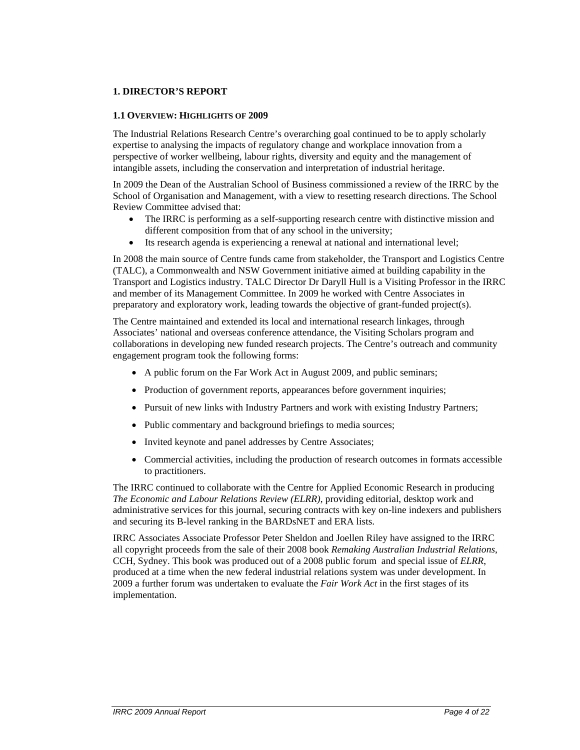## 1. DIRECTOR'S REPORT

### 1.1 OVERVIEW: HIGHLIGHTS OF 2009

The Industrial Relations Research Centre's overarching goal continued to be to apply scholarly expertise to analysing the impacts of regulatory change and workplace innovation from a perspective of worker wellbeing, labour rights, diversity and equity and the management of intangible assets, including the conservation and interpretation of industrial heritage.

In 2009 the Dean of the Australian School of Business commissioned a review of the IRRC by the School of Organisation and Management, with a view to resetting research directions. The School Review Committee advised that:

- The IRRC is performing as a self-supporting research centre with distinctive mission and different composition from that of any school in the university;
- Its research agenda is experiencing a renewal at national and international level;

In 2008 the main source of Centre funds came from stakeholder, the Transport and Logistics Centre (TALC), a Commonwealth and NSW Government initiative aimed at building capability in the Transport and Logistics industry. TALC Director Dr Daryll Hull is a Visiting Professor in the IRRC and member of its Management Committee. In 2009 he worked with Centre Associates in preparatory and exploratory work, leading towards the objective of grant-funded project(s).

The Centre maintained and extended its local and international research linkages, through Associates' national and overseas conference attendance, the Visiting Scholars program and collaborations in developing new funded research projects. The Centre's outreach and community engagement program took the following forms:

- A public forum on the Far Work Act in August 2009, and public seminars;
- Production of government reports, appearances before government inquiries;
- Pursuit of new links with Industry Partners and work with existing Industry Partners;
- Public commentary and background briefings to media sources;
- Invited keynote and panel addresses by Centre Associates;
- Commercial activities, including the production of research outcomes in formats accessible to practitioners.

The IRRC continued to collaborate with the Centre for Applied Economic Research in producing *The Economic and Labour Relations Review (ELRR)*, providing editorial, desktop work and administrative services for this journal, securing contracts with key on-line indexers and publishers and securing its B-level ranking in the BARDsNET and ERA lists.

IRRC Associates Associate Professor Peter Sheldon and Joellen Riley have assigned to the IRRC all copyright proceeds from the sale of their 2008 book *Remaking Australian Industrial Relations*, CCH, Sydney. This book was produced out of a 2008 public forum and special issue of *ELRR*, produced at a time when the new federal industrial relations system was under development. In 2009 a further forum was undertaken to evaluate the *Fair Work Act* in the first stages of its implementation.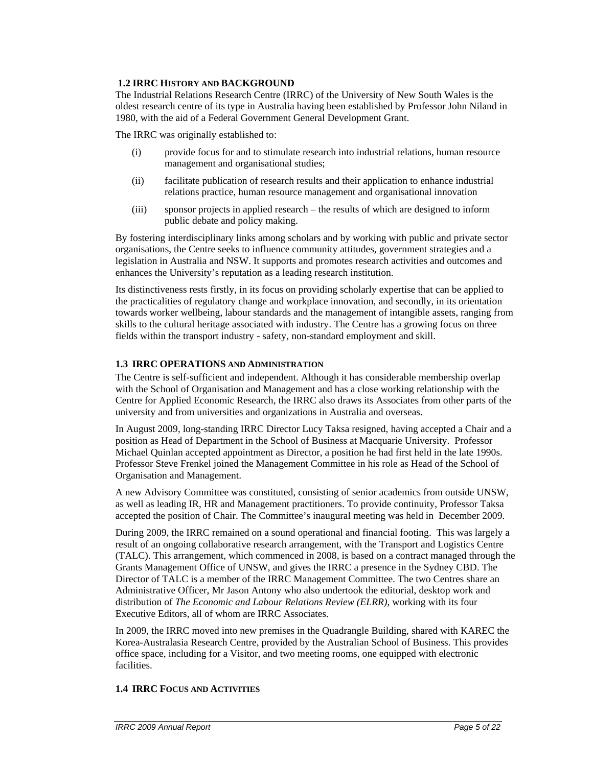## 1.2 IRRC History and Background

The Industrial Relations Research Centre (IRRC) of the University of New South Wales is the oldest research centre of its type in Australia having been established by Professor John Niland in 1980, with the aid of a Federal Government General Development Grant.

The IRRC was originally established to:

(i) provide focus for and to stimulate research into industrial relations, human resource management and organisational studies;

(ii) facilitate publication of research results and their application to enhance industrial relations practice, human resource management and organisational innovation

(iii) sponsor projects in applied research – the results of which are designed to inform public debate and policy making.

By fostering interdisciplinary links among scholars and by working with public and private sector organisations, the Centre seeks to influence community attitudes, government strategies and a legislation in Australia and NSW. It supports and promotes research activities and outcomes and enhances the University's reputation as a leading research institution.

Its distinctiveness rests firstly, in its focus on providing scholarly expertise that can be applied to the practicalities of regulatory change and workplace innovation, and secondly, in its orientation towards worker wellbeing, labour standards and the management of intangible assets, ranging from skills to the cultural heritage associated with industry. The Centre has a growing focus on three fields within the transport industry - safety, non-standard employment and skill.

## 1.3 IRRC Operations and Administration

The Centre is self-sufficient and independent. Although it has considerable membership overlap with the School of Organisation and Management and has a close working relationship with the Centre for Applied Economic Research, the IRRC also draws its Associates from other parts of the university and from universities and organizations in Australia and overseas.

In August 2009, long-standing IRRC Director Lucy Taksa resigned, having accepted a Chair and a position as Head of Department in the School of Business at Macquarie University. Professor Michael Quinlan accepted appointment as Director, a position he had first held in the late 1990s. Professor Steve Frenkel joined the Management Committee in his role as Head of the School of Organisation and Management.

A new Advisory Committee was constituted, consisting of senior academics from outside UNSW, as well as leading IR, HR and Management practitioners. To provide continuity, Professor Taksa accepted the position of Chair. The Committee's inaugural meeting was held in December 2009.

During 2009, the IRRC remained on a sound operational and financial footing. This was largely a result of an ongoing collaborative research arrangement, with the Transport and Logistics Centre (TALC). This arrangement, which commenced in 2008, is based on a contract managed through the Grants Management Office of UNSW, and gives the IRRC a presence in the Sydney CBD. The Director of TALC is a member of the IRRC Management Committee. The two Centres share an Administrative Officer, Mr Jason Antony who also undertook the editorial, desktop work and distribution of *The Economic and Labour Relations Review (ELRR)*, working with its four Executive Editors, all of whom are IRRC Associates.

In 2009, the IRRC moved into new premises in the Quadrangle Building, shared with KAREC the Korea-Australasia Research Centre, provided by the Australian School of Business. This provides office space, including for a Visitor, and two meeting rooms, one equipped with electronic facilities.

## 1.4 IRRC Focus and Activities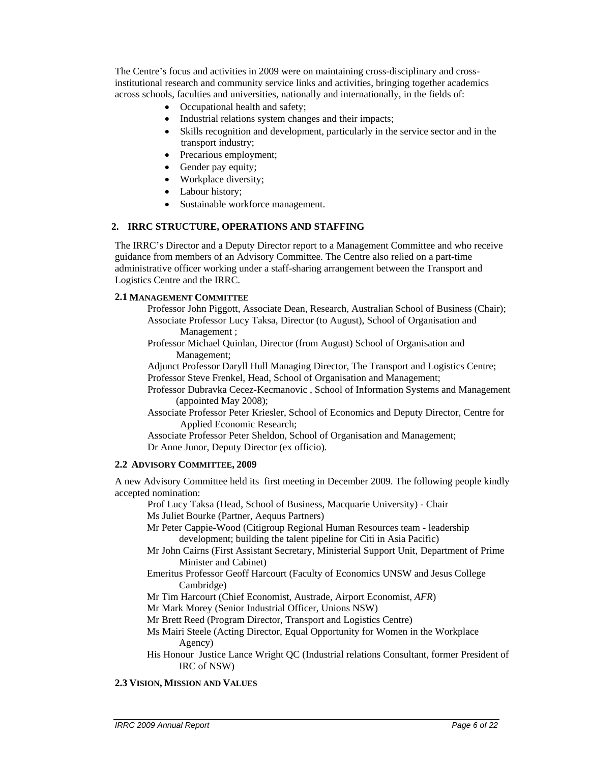The Centre's focus and activities in 2009 were on maintaining cross-disciplinary and cross-institutional research and community service links and activities, bringing together academics across schools, faculties and universities, nationally and internationally, in the fields of:

- Occupational health and safety;
- Industrial relations system changes and their impacts;
- Skills recognition and development, particularly in the service sector and in the transport industry;
- Precarious employment;
- Gender pay equity;
- Workplace diversity;
- Labour history;
- Sustainable workforce management.

## 2. IRRC STRUCTURE, OPERATIONS AND STAFFING

The IRRC's Director and a Deputy Director report to a Management Committee and who receive guidance from members of an Advisory Committee. The Centre also relied on a part-time administrative officer working under a staff-sharing arrangement between the Transport and Logistics Centre and the IRRC.

### 2.1 Management Committee

Professor John Piggott, Associate Dean, Research, Australian School of Business (Chair);
Associate Professor Lucy Taksa, Director (to August), School of Organisation and Management ;
Professor Michael Quinlan, Director (from August) School of Organisation and Management;
Adjunct Professor Daryll Hull Managing Director, The Transport and Logistics Centre;
Professor Steve Frenkel, Head, School of Organisation and Management;
Professor Dubravka Cecez-Kecmanovic , School of Information Systems and Management (appointed May 2008);
Associate Professor Peter Kriesler, School of Economics and Deputy Director, Centre for Applied Economic Research;
Associate Professor Peter Sheldon, School of Organisation and Management;
Dr Anne Junor, Deputy Director (ex officio).

### 2.2 Advisory Committee, 2009

A new Advisory Committee held its first meeting in December 2009. The following people kindly accepted nomination:

Prof Lucy Taksa (Head, School of Business, Macquarie University) - Chair
Ms Juliet Bourke (Partner, Aequus Partners)
Mr Peter Cappie-Wood (Citigroup Regional Human Resources team - leadership development; building the talent pipeline for Citi in Asia Pacific)
Mr John Cairns (First Assistant Secretary, Ministerial Support Unit, Department of Prime Minister and Cabinet)
Emeritus Professor Geoff Harcourt (Faculty of Economics UNSW and Jesus College Cambridge)
Mr Tim Harcourt (Chief Economist, Austrade, Airport Economist, *AFR*)
Mr Mark Morey (Senior Industrial Officer, Unions NSW)
Mr Brett Reed (Program Director, Transport and Logistics Centre)
Ms Mairi Steele (Acting Director, Equal Opportunity for Women in the Workplace Agency)
His Honour Justice Lance Wright QC (Industrial relations Consultant, former President of IRC of NSW)

### 2.3 Vision, Mission and Values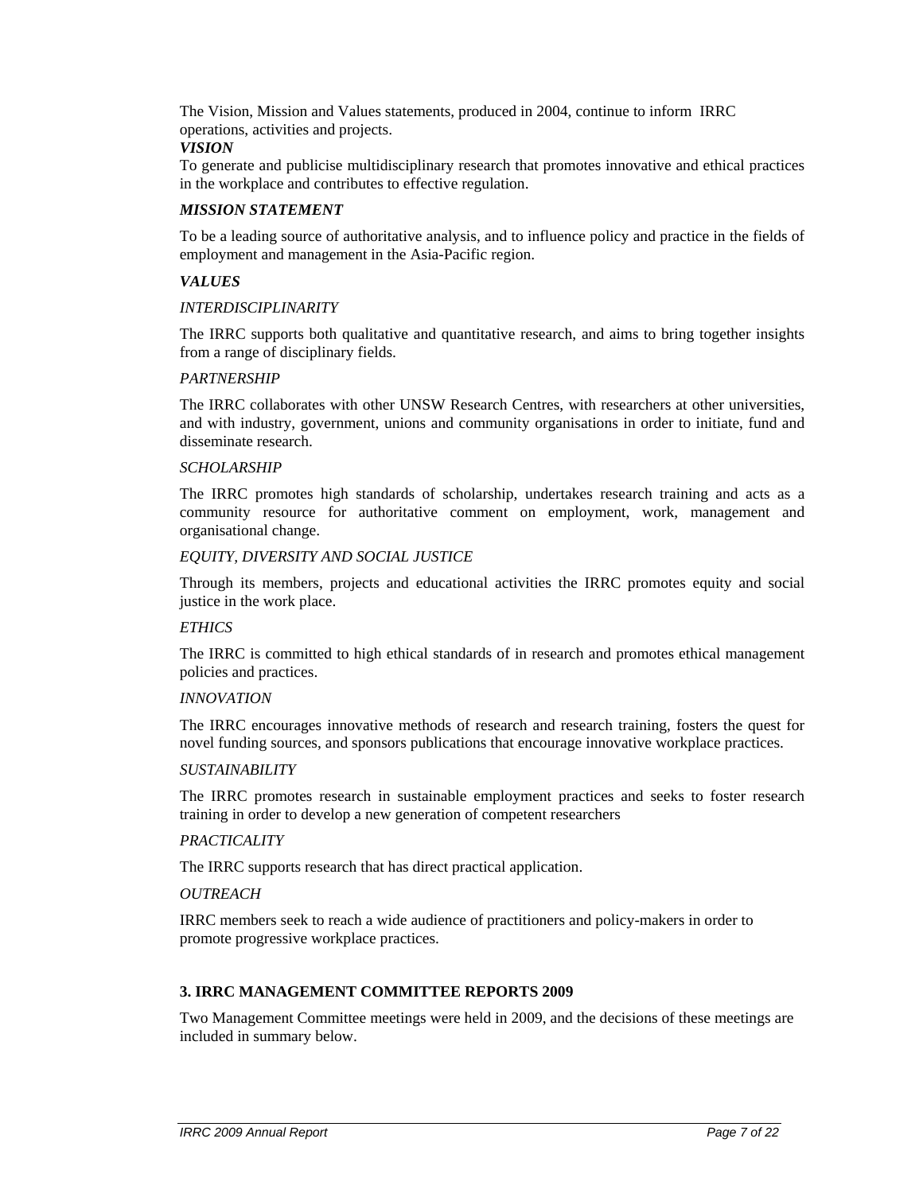The Vision, Mission and Values statements, produced in 2004, continue to inform IRRC operations, activities and projects.

***VISION***

To generate and publicise multidisciplinary research that promotes innovative and ethical practices in the workplace and contributes to effective regulation.

***MISSION STATEMENT***

To be a leading source of authoritative analysis, and to influence policy and practice in the fields of employment and management in the Asia-Pacific region.

***VALUES***

*INTERDISCIPLINARITY*

The IRRC supports both qualitative and quantitative research, and aims to bring together insights from a range of disciplinary fields.

*PARTNERSHIP*

The IRRC collaborates with other UNSW Research Centres, with researchers at other universities, and with industry, government, unions and community organisations in order to initiate, fund and disseminate research.

*SCHOLARSHIP*

The IRRC promotes high standards of scholarship, undertakes research training and acts as a community resource for authoritative comment on employment, work, management and organisational change.

*EQUITY, DIVERSITY AND SOCIAL JUSTICE*

Through its members, projects and educational activities the IRRC promotes equity and social justice in the work place.

*ETHICS*

The IRRC is committed to high ethical standards of in research and promotes ethical management policies and practices.

*INNOVATION*

The IRRC encourages innovative methods of research and research training, fosters the quest for novel funding sources, and sponsors publications that encourage innovative workplace practices.

*SUSTAINABILITY*

The IRRC promotes research in sustainable employment practices and seeks to foster research training in order to develop a new generation of competent researchers

*PRACTICALITY*

The IRRC supports research that has direct practical application.

*OUTREACH*

IRRC members seek to reach a wide audience of practitioners and policy-makers in order to promote progressive workplace practices.

## 3. IRRC MANAGEMENT COMMITTEE REPORTS 2009

Two Management Committee meetings were held in 2009, and the decisions of these meetings are included in summary below.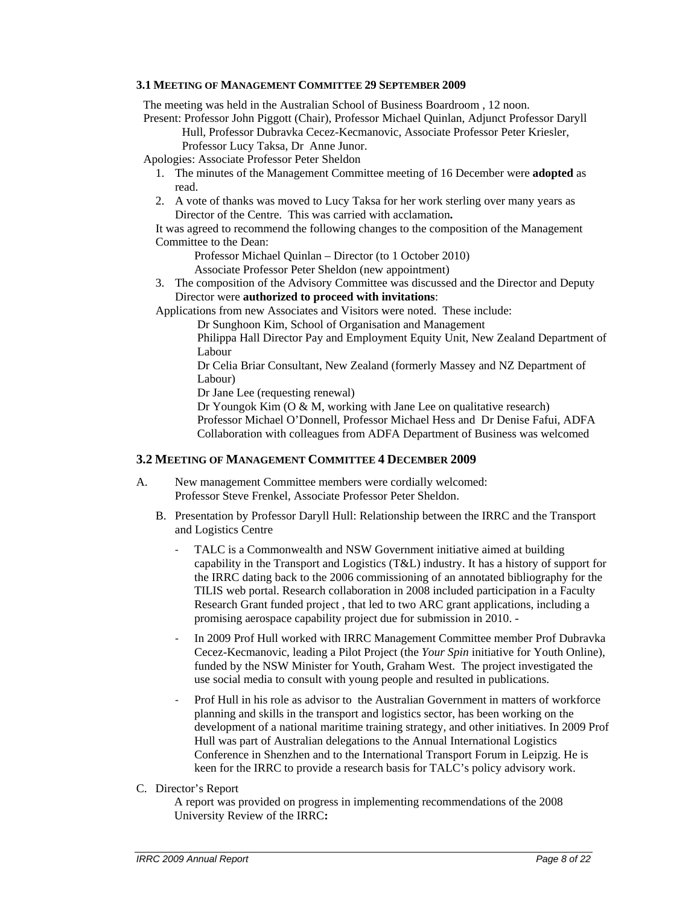### 3.1 Meeting of Management Committee 29 September 2009

The meeting was held in the Australian School of Business Boardroom , 12 noon.

Present: Professor John Piggott (Chair), Professor Michael Quinlan, Adjunct Professor Daryll Hull, Professor Dubravka Cecez-Kecmanovic, Associate Professor Peter Kriesler, Professor Lucy Taksa, Dr Anne Junor.

Apologies: Associate Professor Peter Sheldon

1. The minutes of the Management Committee meeting of 16 December were **adopted** as read.
2. A vote of thanks was moved to Lucy Taksa for her work sterling over many years as Director of the Centre. This was carried with acclamation**.**

It was agreed to recommend the following changes to the composition of the Management Committee to the Dean:

Professor Michael Quinlan – Director (to 1 October 2010)
Associate Professor Peter Sheldon (new appointment)

3. The composition of the Advisory Committee was discussed and the Director and Deputy Director were **authorized to proceed with invitations**:

Applications from new Associates and Visitors were noted. These include:

Dr Sunghoon Kim, School of Organisation and Management
Philippa Hall Director Pay and Employment Equity Unit, New Zealand Department of Labour
Dr Celia Briar Consultant, New Zealand (formerly Massey and NZ Department of Labour)
Dr Jane Lee (requesting renewal)
Dr Youngok Kim (O & M, working with Jane Lee on qualitative research)
Professor Michael O'Donnell, Professor Michael Hess and Dr Denise Fafui, ADFA
Collaboration with colleagues from ADFA Department of Business was welcomed

### 3.2 Meeting of Management Committee 4 December 2009

A. New management Committee members were cordially welcomed:
Professor Steve Frenkel, Associate Professor Peter Sheldon.

B. Presentation by Professor Daryll Hull: Relationship between the IRRC and the Transport and Logistics Centre

- TALC is a Commonwealth and NSW Government initiative aimed at building capability in the Transport and Logistics (T&L) industry. It has a history of support for the IRRC dating back to the 2006 commissioning of an annotated bibliography for the TILIS web portal. Research collaboration in 2008 included participation in a Faculty Research Grant funded project , that led to two ARC grant applications, including a promising aerospace capability project due for submission in 2010. -
- In 2009 Prof Hull worked with IRRC Management Committee member Prof Dubravka Cecez-Kecmanovic, leading a Pilot Project (the *Your Spin* initiative for Youth Online), funded by the NSW Minister for Youth, Graham West. The project investigated the use social media to consult with young people and resulted in publications.
- Prof Hull in his role as advisor to the Australian Government in matters of workforce planning and skills in the transport and logistics sector, has been working on the development of a national maritime training strategy, and other initiatives. In 2009 Prof Hull was part of Australian delegations to the Annual International Logistics Conference in Shenzhen and to the International Transport Forum in Leipzig. He is keen for the IRRC to provide a research basis for TALC's policy advisory work.

C. Director's Report

A report was provided on progress in implementing recommendations of the 2008 University Review of the IRRC**:**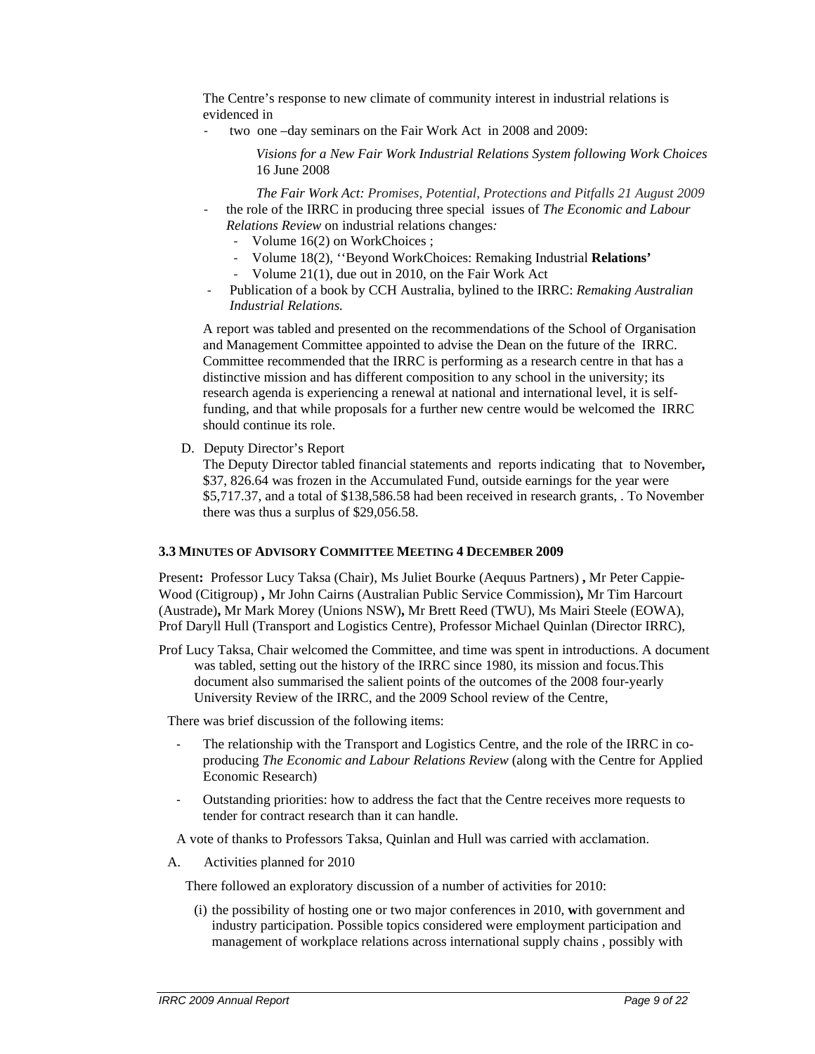The Centre's response to new climate of community interest in industrial relations is evidenced in

- two one –day seminars on the Fair Work Act in 2008 and 2009:

  *Visions for a New Fair Work Industrial Relations System following Work Choices* 16 June 2008

  *The Fair Work Act: Promises, Potential, Protections and Pitfalls 21 August 2009*

- the role of the IRRC in producing three special issues of *The Economic and Labour Relations Review* on industrial relations changes*:*
  - Volume 16(2) on WorkChoices ;
  - Volume 18(2), ''Beyond WorkChoices: Remaking Industrial **Relations'**
  - Volume 21(1), due out in 2010, on the Fair Work Act
- Publication of a book by CCH Australia, bylined to the IRRC: *Remaking Australian Industrial Relations.*

A report was tabled and presented on the recommendations of the School of Organisation and Management Committee appointed to advise the Dean on the future of the IRRC. Committee recommended that the IRRC is performing as a research centre in that has a distinctive mission and has different composition to any school in the university; its research agenda is experiencing a renewal at national and international level, it is self-funding, and that while proposals for a further new centre would be welcomed the IRRC should continue its role.

D. Deputy Director's Report

The Deputy Director tabled financial statements and reports indicating that to November**,** $37, 826.64 was frozen in the Accumulated Fund, outside earnings for the year were $5,717.37, and a total of $138,586.58 had been received in research grants, . To November there was thus a surplus of $29,056.58.

### 3.3 MINUTES OF ADVISORY COMMITTEE MEETING 4 DECEMBER 2009

Present**:** Professor Lucy Taksa (Chair), Ms Juliet Bourke (Aequus Partners) **,** Mr Peter Cappie-Wood (Citigroup) **,** Mr John Cairns (Australian Public Service Commission)**,** Mr Tim Harcourt (Austrade)**,** Mr Mark Morey (Unions NSW)**,** Mr Brett Reed (TWU), Ms Mairi Steele (EOWA), Prof Daryll Hull (Transport and Logistics Centre), Professor Michael Quinlan (Director IRRC),

Prof Lucy Taksa, Chair welcomed the Committee, and time was spent in introductions. A document was tabled, setting out the history of the IRRC since 1980, its mission and focus.This document also summarised the salient points of the outcomes of the 2008 four-yearly University Review of the IRRC, and the 2009 School review of the Centre,

There was brief discussion of the following items:

- The relationship with the Transport and Logistics Centre, and the role of the IRRC in co-producing *The Economic and Labour Relations Review* (along with the Centre for Applied Economic Research)
- Outstanding priorities: how to address the fact that the Centre receives more requests to tender for contract research than it can handle.

A vote of thanks to Professors Taksa, Quinlan and Hull was carried with acclamation.

A. Activities planned for 2010

There followed an exploratory discussion of a number of activities for 2010:

(i) the possibility of hosting one or two major conferences in 2010, **w**ith government and industry participation. Possible topics considered were employment participation and management of workplace relations across international supply chains , possibly with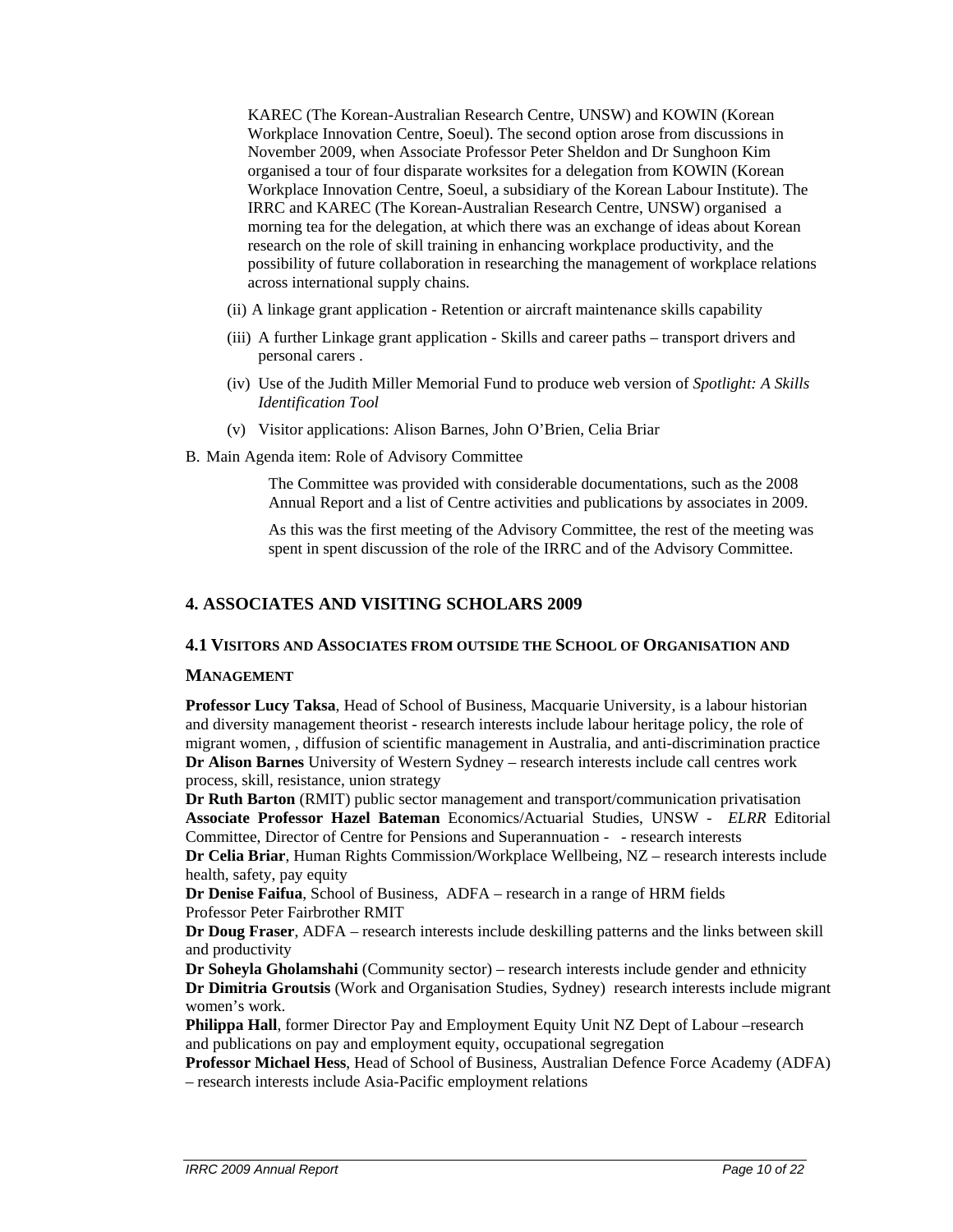KAREC (The Korean-Australian Research Centre, UNSW) and KOWIN (Korean Workplace Innovation Centre, Soeul). The second option arose from discussions in November 2009, when Associate Professor Peter Sheldon and Dr Sunghoon Kim organised a tour of four disparate worksites for a delegation from KOWIN (Korean Workplace Innovation Centre, Soeul, a subsidiary of the Korean Labour Institute). The IRRC and KAREC (The Korean-Australian Research Centre, UNSW) organised a morning tea for the delegation, at which there was an exchange of ideas about Korean research on the role of skill training in enhancing workplace productivity, and the possibility of future collaboration in researching the management of workplace relations across international supply chains.

(ii) A linkage grant application - Retention or aircraft maintenance skills capability

(iii) A further Linkage grant application - Skills and career paths – transport drivers and personal carers .

(iv) Use of the Judith Miller Memorial Fund to produce web version of *Spotlight: A Skills Identification Tool*

(v) Visitor applications: Alison Barnes, John O'Brien, Celia Briar

B. Main Agenda item: Role of Advisory Committee

The Committee was provided with considerable documentations, such as the 2008 Annual Report and a list of Centre activities and publications by associates in 2009.

As this was the first meeting of the Advisory Committee, the rest of the meeting was spent in spent discussion of the role of the IRRC and of the Advisory Committee.

## 4. ASSOCIATES AND VISITING SCHOLARS 2009

### 4.1 VISITORS AND ASSOCIATES FROM OUTSIDE THE SCHOOL OF ORGANISATION AND MANAGEMENT

**Professor Lucy Taksa**, Head of School of Business, Macquarie University, is a labour historian and diversity management theorist - research interests include labour heritage policy, the role of migrant women, , diffusion of scientific management in Australia, and anti-discrimination practice
**Dr Alison Barnes** University of Western Sydney – research interests include call centres work process, skill, resistance, union strategy
**Dr Ruth Barton** (RMIT) public sector management and transport/communication privatisation
**Associate Professor Hazel Bateman** Economics/Actuarial Studies, UNSW - *ELRR* Editorial Committee, Director of Centre for Pensions and Superannuation - - research interests
**Dr Celia Briar**, Human Rights Commission/Workplace Wellbeing, NZ – research interests include health, safety, pay equity
**Dr Denise Faifua**, School of Business, ADFA – research in a range of HRM fields
Professor Peter Fairbrother RMIT
**Dr Doug Fraser**, ADFA – research interests include deskilling patterns and the links between skill and productivity
**Dr Soheyla Gholamshahi** (Community sector) – research interests include gender and ethnicity
**Dr Dimitria Groutsis** (Work and Organisation Studies, Sydney) research interests include migrant women's work.
**Philippa Hall**, former Director Pay and Employment Equity Unit NZ Dept of Labour –research and publications on pay and employment equity, occupational segregation
**Professor Michael Hess**, Head of School of Business, Australian Defence Force Academy (ADFA) – research interests include Asia-Pacific employment relations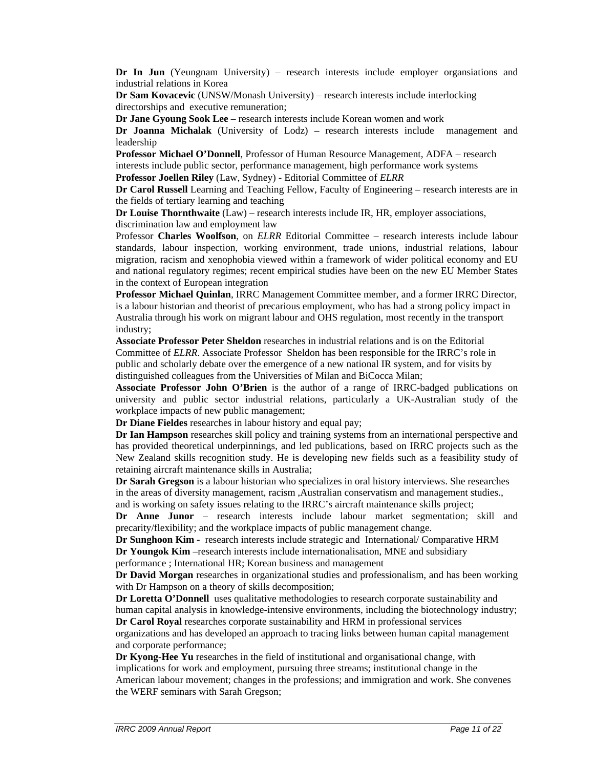**Dr In Jun** (Yeungnam University) – research interests include employer organsiations and industrial relations in Korea

**Dr Sam Kovacevic** (UNSW/Monash University) – research interests include interlocking directorships and executive remuneration;

**Dr Jane Gyoung Sook Lee** – research interests include Korean women and work

**Dr Joanna Michalak** (University of Lodz) – research interests include management and leadership

**Professor Michael O'Donnell**, Professor of Human Resource Management, ADFA – research interests include public sector, performance management, high performance work systems

**Professor Joellen Riley** (Law, Sydney) - Editorial Committee of *ELRR*

**Dr Carol Russell** Learning and Teaching Fellow, Faculty of Engineering – research interests are in the fields of tertiary learning and teaching

**Dr Louise Thornthwaite** (Law) – research interests include IR, HR, employer associations, discrimination law and employment law

Professor **Charles Woolfson**, on *ELRR* Editorial Committee – research interests include labour standards, labour inspection, working environment, trade unions, industrial relations, labour migration, racism and xenophobia viewed within a framework of wider political economy and EU and national regulatory regimes; recent empirical studies have been on the new EU Member States in the context of European integration

**Professor Michael Quinlan**, IRRC Management Committee member, and a former IRRC Director, is a labour historian and theorist of precarious employment, who has had a strong policy impact in Australia through his work on migrant labour and OHS regulation, most recently in the transport industry;

**Associate Professor Peter Sheldon** researches in industrial relations and is on the Editorial Committee of *ELRR*. Associate Professor Sheldon has been responsible for the IRRC's role in public and scholarly debate over the emergence of a new national IR system, and for visits by distinguished colleagues from the Universities of Milan and BiCocca Milan;

**Associate Professor John O'Brien** is the author of a range of IRRC-badged publications on university and public sector industrial relations, particularly a UK-Australian study of the workplace impacts of new public management;

**Dr Diane Fieldes** researches in labour history and equal pay;

**Dr Ian Hampson** researches skill policy and training systems from an international perspective and has provided theoretical underpinnings, and led publications, based on IRRC projects such as the New Zealand skills recognition study. He is developing new fields such as a feasibility study of retaining aircraft maintenance skills in Australia;

**Dr Sarah Gregson** is a labour historian who specializes in oral history interviews. She researches in the areas of diversity management, racism ,Australian conservatism and management studies., and is working on safety issues relating to the IRRC's aircraft maintenance skills project;

**Dr Anne Junor** – research interests include labour market segmentation; skill and precarity/flexibility; and the workplace impacts of public management change.

**Dr Sunghoon Kim** - research interests include strategic and International/ Comparative HRM

**Dr Youngok Kim** –research interests include internationalisation, MNE and subsidiary performance ; International HR; Korean business and management

**Dr David Morgan** researches in organizational studies and professionalism, and has been working with Dr Hampson on a theory of skills decomposition;

**Dr Loretta O'Donnell** uses qualitative methodologies to research corporate sustainability and human capital analysis in knowledge-intensive environments, including the biotechnology industry;

**Dr Carol Royal** researches corporate sustainability and HRM in professional services organizations and has developed an approach to tracing links between human capital management and corporate performance;

**Dr Kyong-Hee Yu** researches in the field of institutional and organisational change, with implications for work and employment, pursuing three streams; institutional change in the American labour movement; changes in the professions; and immigration and work. She convenes the WERF seminars with Sarah Gregson;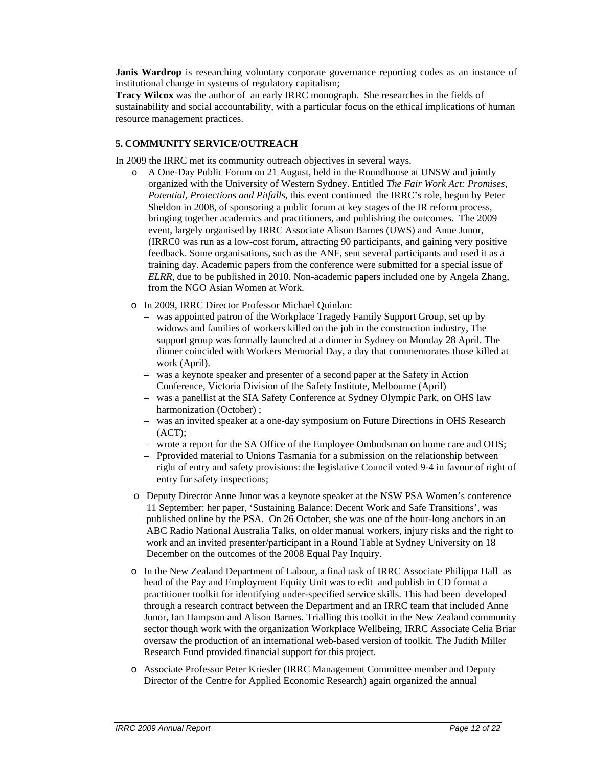**Janis Wardrop** is researching voluntary corporate governance reporting codes as an instance of institutional change in systems of regulatory capitalism;

**Tracy Wilcox** was the author of an early IRRC monograph. She researches in the fields of sustainability and social accountability, with a particular focus on the ethical implications of human resource management practices.

### 5. COMMUNITY SERVICE/OUTREACH

In 2009 the IRRC met its community outreach objectives in several ways.

- A One-Day Public Forum on 21 August, held in the Roundhouse at UNSW and jointly organized with the University of Western Sydney. Entitled *The Fair Work Act: Promises, Potential, Protections and Pitfalls*, this event continued the IRRC's role, begun by Peter Sheldon in 2008, of sponsoring a public forum at key stages of the IR reform process, bringing together academics and practitioners, and publishing the outcomes. The 2009 event, largely organised by IRRC Associate Alison Barnes (UWS) and Anne Junor, (IRRC0 was run as a low-cost forum, attracting 90 participants, and gaining very positive feedback. Some organisations, such as the ANF, sent several participants and used it as a training day. Academic papers from the conference were submitted for a special issue of *ELRR*, due to be published in 2010. Non-academic papers included one by Angela Zhang, from the NGO Asian Women at Work.
- In 2009, IRRC Director Professor Michael Quinlan:
  - was appointed patron of the Workplace Tragedy Family Support Group, set up by widows and families of workers killed on the job in the construction industry, The support group was formally launched at a dinner in Sydney on Monday 28 April. The dinner coincided with Workers Memorial Day, a day that commemorates those killed at work (April).
  - was a keynote speaker and presenter of a second paper at the Safety in Action Conference, Victoria Division of the Safety Institute, Melbourne (April)
  - was a panellist at the SIA Safety Conference at Sydney Olympic Park, on OHS law harmonization (October) ;
  - was an invited speaker at a one-day symposium on Future Directions in OHS Research (ACT);
  - wrote a report for the SA Office of the Employee Ombudsman on home care and OHS;
  - Pprovided material to Unions Tasmania for a submission on the relationship between right of entry and safety provisions: the legislative Council voted 9-4 in favour of right of entry for safety inspections;
- Deputy Director Anne Junor was a keynote speaker at the NSW PSA Women's conference 11 September: her paper, 'Sustaining Balance: Decent Work and Safe Transitions', was published online by the PSA. On 26 October, she was one of the hour-long anchors in an ABC Radio National Australia Talks, on older manual workers, injury risks and the right to work and an invited presenter/participant in a Round Table at Sydney University on 18 December on the outcomes of the 2008 Equal Pay Inquiry.
- In the New Zealand Department of Labour, a final task of IRRC Associate Philippa Hall as head of the Pay and Employment Equity Unit was to edit and publish in CD format a practitioner toolkit for identifying under-specified service skills. This had been developed through a research contract between the Department and an IRRC team that included Anne Junor, Ian Hampson and Alison Barnes. Trialling this toolkit in the New Zealand community sector though work with the organization Workplace Wellbeing, IRRC Associate Celia Briar oversaw the production of an international web-based version of toolkit. The Judith Miller Research Fund provided financial support for this project.
- Associate Professor Peter Kriesler (IRRC Management Committee member and Deputy Director of the Centre for Applied Economic Research) again organized the annual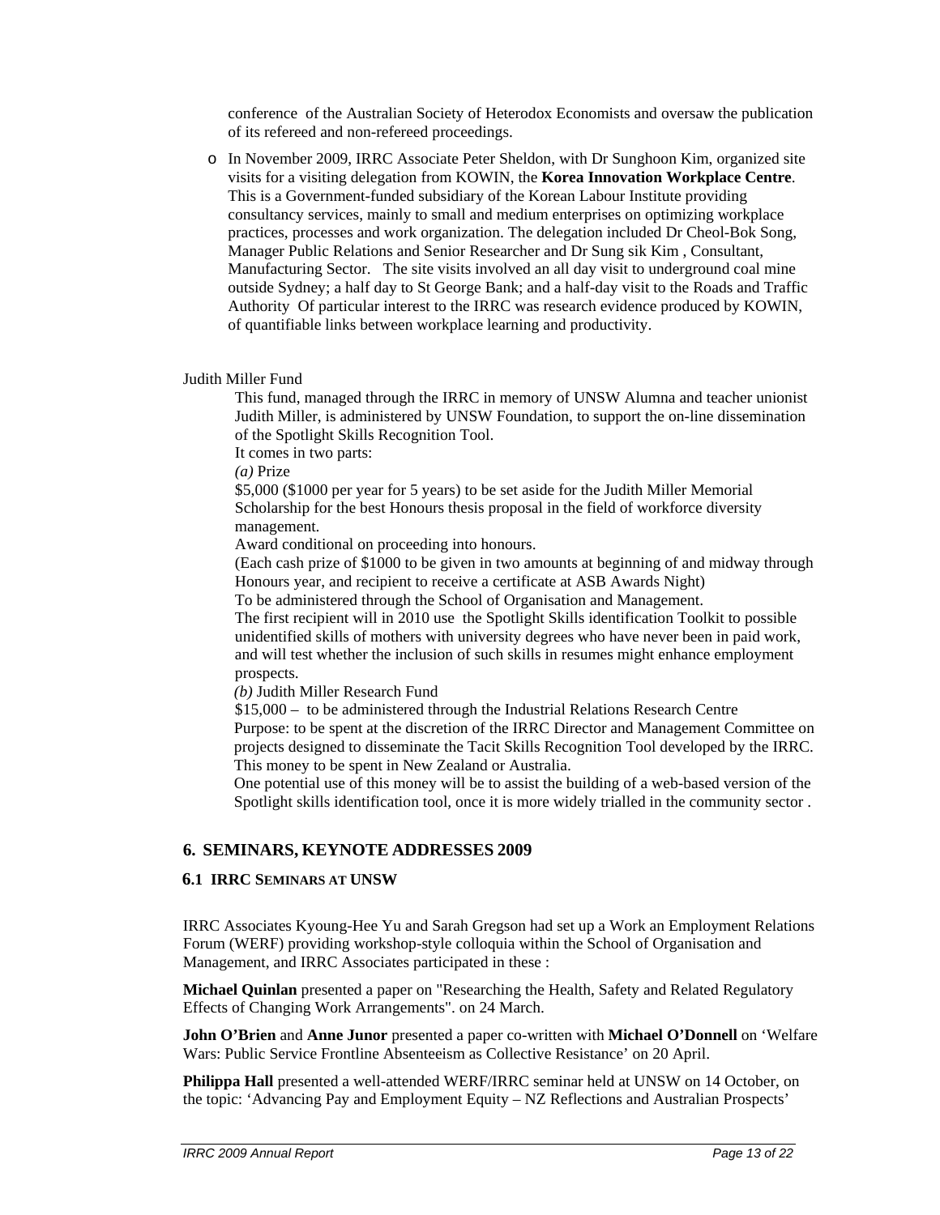conference of the Australian Society of Heterodox Economists and oversaw the publication of its refereed and non-refeered proceedings.

- In November 2009, IRRC Associate Peter Sheldon, with Dr Sunghoon Kim, organized site visits for a visiting delegation from KOWIN, the **Korea Innovation Workplace Centre**. This is a Government-funded subsidiary of the Korean Labour Institute providing consultancy services, mainly to small and medium enterprises on optimizing workplace practices, processes and work organization. The delegation included Dr Cheol-Bok Song, Manager Public Relations and Senior Researcher and Dr Sung sik Kim , Consultant, Manufacturing Sector. The site visits involved an all day visit to underground coal mine outside Sydney; a half day to St George Bank; and a half-day visit to the Roads and Traffic Authority Of particular interest to the IRRC was research evidence produced by KOWIN, of quantifiable links between workplace learning and productivity.

Judith Miller Fund

This fund, managed through the IRRC in memory of UNSW Alumna and teacher unionist Judith Miller, is administered by UNSW Foundation, to support the on-line dissemination of the Spotlight Skills Recognition Tool.

It comes in two parts:

*(a)* Prize

$5,000 ($1000 per year for 5 years) to be set aside for the Judith Miller Memorial Scholarship for the best Honours thesis proposal in the field of workforce diversity management.

Award conditional on proceeding into honours.

(Each cash prize of $1000 to be given in two amounts at beginning of and midway through Honours year, and recipient to receive a certificate at ASB Awards Night)

To be administered through the School of Organisation and Management.

The first recipient will in 2010 use the Spotlight Skills identification Toolkit to possible unidentified skills of mothers with university degrees who have never been in paid work, and will test whether the inclusion of such skills in resumes might enhance employment prospects.

*(b)* Judith Miller Research Fund

$15,000 – to be administered through the Industrial Relations Research Centre

Purpose: to be spent at the discretion of the IRRC Director and Management Committee on projects designed to disseminate the Tacit Skills Recognition Tool developed by the IRRC. This money to be spent in New Zealand or Australia.

One potential use of this money will be to assist the building of a web-based version of the Spotlight skills identification tool, once it is more widely trialled in the community sector .

## 6. SEMINARS, KEYNOTE ADDRESSES 2009

### 6.1 IRRC SEMINARS AT UNSW

IRRC Associates Kyoung-Hee Yu and Sarah Gregson had set up a Work an Employment Relations Forum (WERF) providing workshop-style colloquia within the School of Organisation and Management, and IRRC Associates participated in these :

**Michael Quinlan** presented a paper on "Researching the Health, Safety and Related Regulatory Effects of Changing Work Arrangements". on 24 March.

**John O'Brien** and **Anne Junor** presented a paper co-written with **Michael O'Donnell** on 'Welfare Wars: Public Service Frontline Absenteeism as Collective Resistance' on 20 April.

**Philippa Hall** presented a well-attended WERF/IRRC seminar held at UNSW on 14 October, on the topic: 'Advancing Pay and Employment Equity – NZ Reflections and Australian Prospects'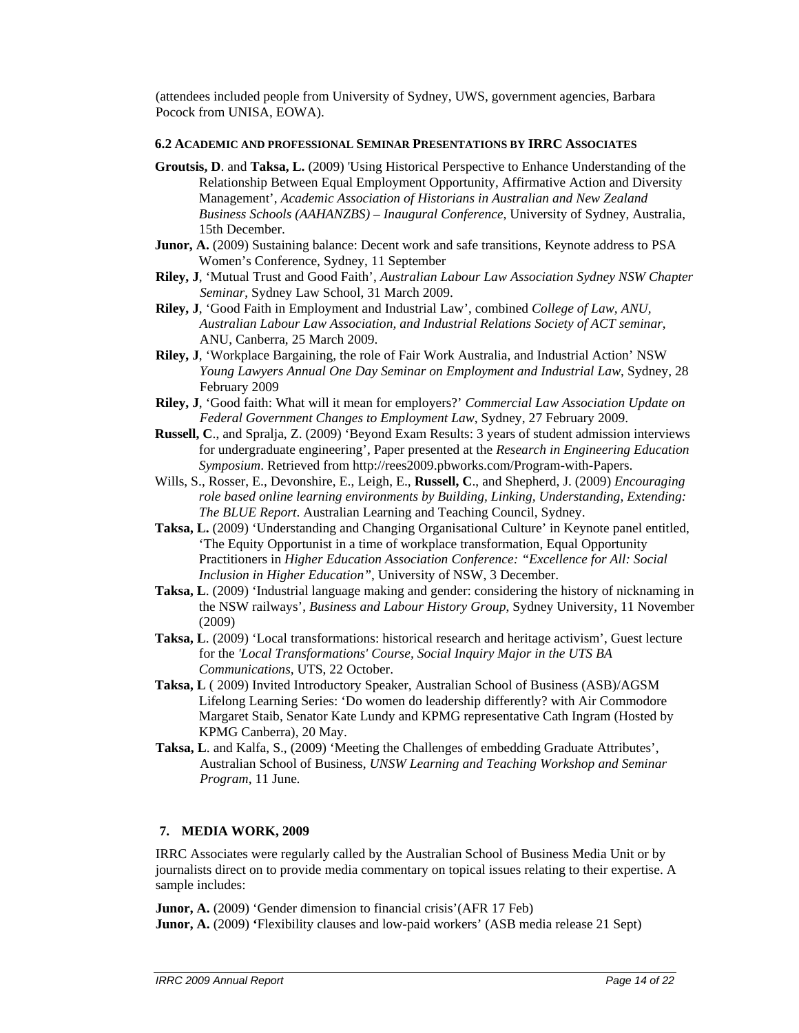(attendees included people from University of Sydney, UWS, government agencies, Barbara Pocock from UNISA, EOWA).

### 6.2 Academic and professional Seminar Presentations by IRRC Associates

**Groutsis, D**. and **Taksa, L.** (2009) 'Using Historical Perspective to Enhance Understanding of the Relationship Between Equal Employment Opportunity, Affirmative Action and Diversity Management', *Academic Association of Historians in Australian and New Zealand Business Schools (AAHANZBS) – Inaugural Conference*, University of Sydney, Australia, 15th December.

**Junor, A.** (2009) Sustaining balance: Decent work and safe transitions, Keynote address to PSA Women's Conference, Sydney, 11 September

**Riley, J**, 'Mutual Trust and Good Faith', *Australian Labour Law Association Sydney NSW Chapter Seminar*, Sydney Law School, 31 March 2009.

**Riley, J**, 'Good Faith in Employment and Industrial Law', combined *College of Law, ANU, Australian Labour Law Association, and Industrial Relations Society of ACT seminar*, ANU, Canberra, 25 March 2009.

**Riley, J**, 'Workplace Bargaining, the role of Fair Work Australia, and Industrial Action' NSW *Young Lawyers Annual One Day Seminar on Employment and Industrial Law*, Sydney, 28 February 2009

**Riley, J**, 'Good faith: What will it mean for employers?' *Commercial Law Association Update on Federal Government Changes to Employment Law*, Sydney, 27 February 2009.

**Russell, C**., and Spralja, Z. (2009) 'Beyond Exam Results: 3 years of student admission interviews for undergraduate engineering', Paper presented at the *Research in Engineering Education Symposium*. Retrieved from http://rees2009.pbworks.com/Program-with-Papers.

Wills, S., Rosser, E., Devonshire, E., Leigh, E., **Russell, C**., and Shepherd, J. (2009) *Encouraging role based online learning environments by Building, Linking, Understanding, Extending: The BLUE Report*. Australian Learning and Teaching Council, Sydney.

**Taksa, L.** (2009) 'Understanding and Changing Organisational Culture' in Keynote panel entitled, 'The Equity Opportunist in a time of workplace transformation, Equal Opportunity Practitioners in *Higher Education Association Conference: "Excellence for All: Social Inclusion in Higher Education"*, University of NSW, 3 December.

**Taksa, L**. (2009) 'Industrial language making and gender: considering the history of nicknaming in the NSW railways', *Business and Labour History Group*, Sydney University, 11 November (2009)

**Taksa, L**. (2009) 'Local transformations: historical research and heritage activism', Guest lecture for the *'Local Transformations' Course, Social Inquiry Major in the UTS BA Communications*, UTS, 22 October.

**Taksa, L** ( 2009) Invited Introductory Speaker, Australian School of Business (ASB)/AGSM Lifelong Learning Series: 'Do women do leadership differently? with Air Commodore Margaret Staib, Senator Kate Lundy and KPMG representative Cath Ingram (Hosted by KPMG Canberra), 20 May.

**Taksa, L**. and Kalfa, S., (2009) 'Meeting the Challenges of embedding Graduate Attributes', Australian School of Business, *UNSW Learning and Teaching Workshop and Seminar Program*, 11 June.

## 7. MEDIA WORK, 2009

IRRC Associates were regularly called by the Australian School of Business Media Unit or by journalists direct on to provide media commentary on topical issues relating to their expertise. A sample includes:

**Junor, A.** (2009) 'Gender dimension to financial crisis'(AFR 17 Feb)
**Junor, A.** (2009) 'Flexibility clauses and low-paid workers' (ASB media release 21 Sept)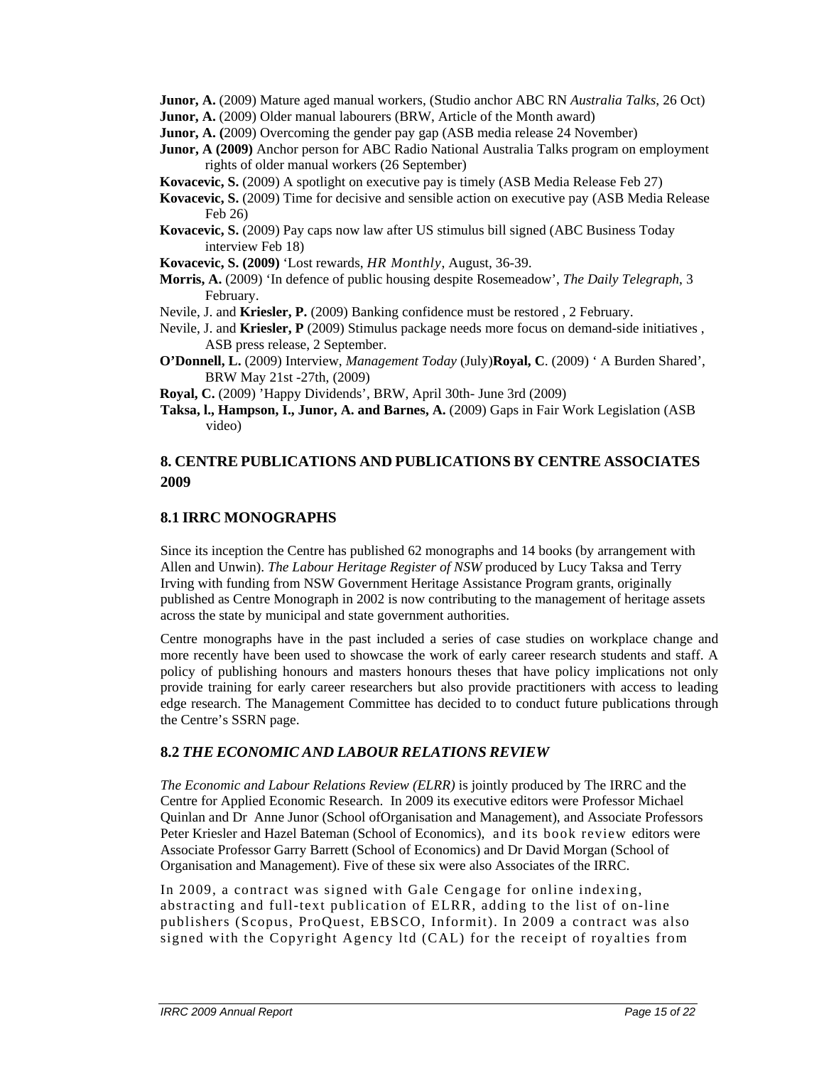**Junor, A.** (2009) Mature aged manual workers, (Studio anchor ABC RN *Australia Talks*, 26 Oct)

**Junor, A.** (2009) Older manual labourers (BRW, Article of the Month award)

**Junor, A. (**2009) Overcoming the gender pay gap (ASB media release 24 November)

**Junor, A (2009)** Anchor person for ABC Radio National Australia Talks program on employment rights of older manual workers (26 September)

**Kovacevic, S.** (2009) A spotlight on executive pay is timely (ASB Media Release Feb 27)

**Kovacevic, S.** (2009) Time for decisive and sensible action on executive pay (ASB Media Release Feb 26)

**Kovacevic, S.** (2009) Pay caps now law after US stimulus bill signed (ABC Business Today interview Feb 18)

**Kovacevic, S. (2009)** 'Lost rewards, *HR Monthly*, August, 36-39.

**Morris, A.** (2009) 'In defence of public housing despite Rosemeadow', *The Daily Telegraph*, 3 February.

Nevile, J. and **Kriesler, P.** (2009) Banking confidence must be restored , 2 February.

Nevile, J. and **Kriesler, P** (2009) Stimulus package needs more focus on demand-side initiatives , ASB press release, 2 September.

**O'Donnell, L.** (2009) Interview, *Management Today* (July)**Royal, C**. (2009) ' A Burden Shared', BRW May 21st -27th, (2009)

**Royal, C.** (2009) 'Happy Dividends', BRW, April 30th- June 3rd (2009)

**Taksa, l., Hampson, I., Junor, A. and Barnes, A.** (2009) Gaps in Fair Work Legislation (ASB video)

## 8. CENTRE PUBLICATIONS AND PUBLICATIONS BY CENTRE ASSOCIATES 2009

### 8.1 IRRC MONOGRAPHS

Since its inception the Centre has published 62 monographs and 14 books (by arrangement with Allen and Unwin). *The Labour Heritage Register of NSW* produced by Lucy Taksa and Terry Irving with funding from NSW Government Heritage Assistance Program grants, originally published as Centre Monograph in 2002 is now contributing to the management of heritage assets across the state by municipal and state government authorities.

Centre monographs have in the past included a series of case studies on workplace change and more recently have been used to showcase the work of early career research students and staff. A policy of publishing honours and masters honours theses that have policy implications not only provide training for early career researchers but also provide practitioners with access to leading edge research. The Management Committee has decided to to conduct future publications through the Centre's SSRN page.

### 8.2 *THE ECONOMIC AND LABOUR RELATIONS REVIEW*

*The Economic and Labour Relations Review (ELRR)* is jointly produced by The IRRC and the Centre for Applied Economic Research. In 2009 its executive editors were Professor Michael Quinlan and Dr Anne Junor (School ofOrganisation and Management), and Associate Professors Peter Kriesler and Hazel Bateman (School of Economics), and its book review editors were Associate Professor Garry Barrett (School of Economics) and Dr David Morgan (School of Organisation and Management). Five of these six were also Associates of the IRRC.

In 2009, a contract was signed with Gale Cengage for online indexing, abstracting and full-text publication of ELRR, adding to the list of on-line publishers (Scopus, ProQuest, EBSCO, Informit). In 2009 a contract was also signed with the Copyright Agency ltd (CAL) for the receipt of royalties from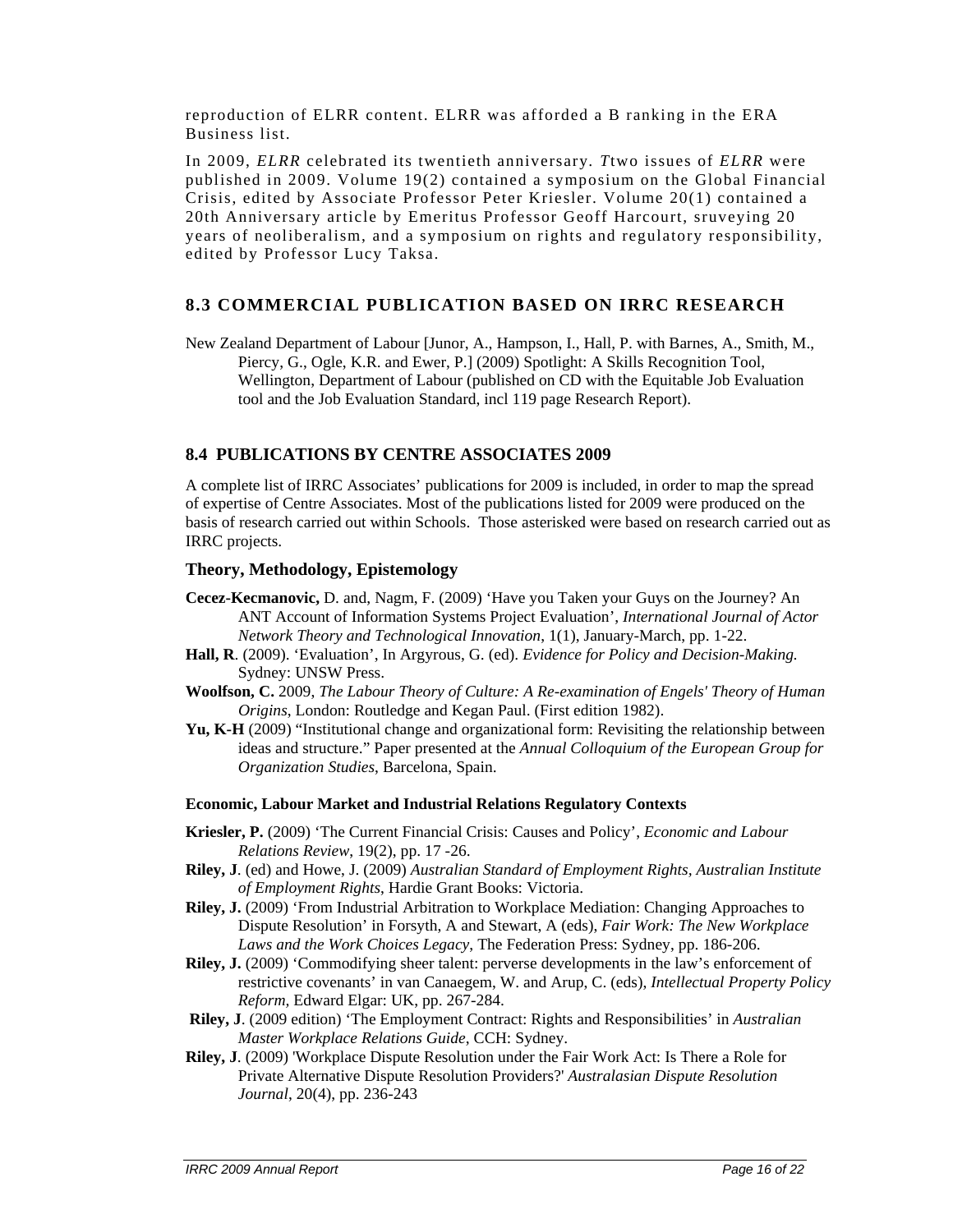reproduction of ELRR content. ELRR was afforded a B ranking in the ERA Business list.

In 2009, *ELRR* celebrated its twentieth anniversary. *T*two issues of *ELRR* were published in 2009. Volume 19(2) contained a symposium on the Global Financial Crisis, edited by Associate Professor Peter Kriesler. Volume 20(1) contained a 20th Anniversary article by Emeritus Professor Geoff Harcourt, sruveying 20 years of neoliberalism, and a symposium on rights and regulatory responsibility, edited by Professor Lucy Taksa.

## 8.3 COMMERCIAL PUBLICATION BASED ON IRRC RESEARCH

New Zealand Department of Labour [Junor, A., Hampson, I., Hall, P. with Barnes, A., Smith, M., Piercy, G., Ogle, K.R. and Ewer, P.] (2009) Spotlight: A Skills Recognition Tool, Wellington, Department of Labour (published on CD with the Equitable Job Evaluation tool and the Job Evaluation Standard, incl 119 page Research Report).

## 8.4 PUBLICATIONS BY CENTRE ASSOCIATES 2009

A complete list of IRRC Associates' publications for 2009 is included, in order to map the spread of expertise of Centre Associates. Most of the publications listed for 2009 were produced on the basis of research carried out within Schools. Those asterisked were based on research carried out as IRRC projects.

### Theory, Methodology, Epistemology

**Cecez-Kecmanovic,** D. and, Nagm, F. (2009) 'Have you Taken your Guys on the Journey? An ANT Account of Information Systems Project Evaluation', *International Journal of Actor Network Theory and Technological Innovation*, 1(1), January-March, pp. 1-22.

**Hall, R**. (2009). 'Evaluation', In Argyrous, G. (ed). *Evidence for Policy and Decision-Making.* Sydney: UNSW Press.

**Woolfson, C.** 2009, *The Labour Theory of Culture: A Re-examination of Engels' Theory of Human Origins*, London: Routledge and Kegan Paul. (First edition 1982).

**Yu, K-H** (2009) "Institutional change and organizational form: Revisiting the relationship between ideas and structure." Paper presented at the *Annual Colloquium of the European Group for Organization Studies*, Barcelona, Spain.

#### Economic, Labour Market and Industrial Relations Regulatory Contexts

**Kriesler, P.** (2009) 'The Current Financial Crisis: Causes and Policy', *Economic and Labour Relations Review*, 19(2), pp. 17 -26.

**Riley, J**. (ed) and Howe, J. (2009) *Australian Standard of Employment Rights, Australian Institute of Employment Rights*, Hardie Grant Books: Victoria.

**Riley, J.** (2009) 'From Industrial Arbitration to Workplace Mediation: Changing Approaches to Dispute Resolution' in Forsyth, A and Stewart, A (eds), *Fair Work: The New Workplace Laws and the Work Choices Legacy*, The Federation Press: Sydney, pp. 186-206.

**Riley, J.** (2009) 'Commodifying sheer talent: perverse developments in the law's enforcement of restrictive covenants' in van Canaegem, W. and Arup, C. (eds), *Intellectual Property Policy Reform*, Edward Elgar: UK, pp. 267-284.

**Riley, J**. (2009 edition) 'The Employment Contract: Rights and Responsibilities' in *Australian Master Workplace Relations Guide*, CCH: Sydney.

**Riley, J**. (2009) 'Workplace Dispute Resolution under the Fair Work Act: Is There a Role for Private Alternative Dispute Resolution Providers?' *Australasian Dispute Resolution Journal*, 20(4), pp. 236-243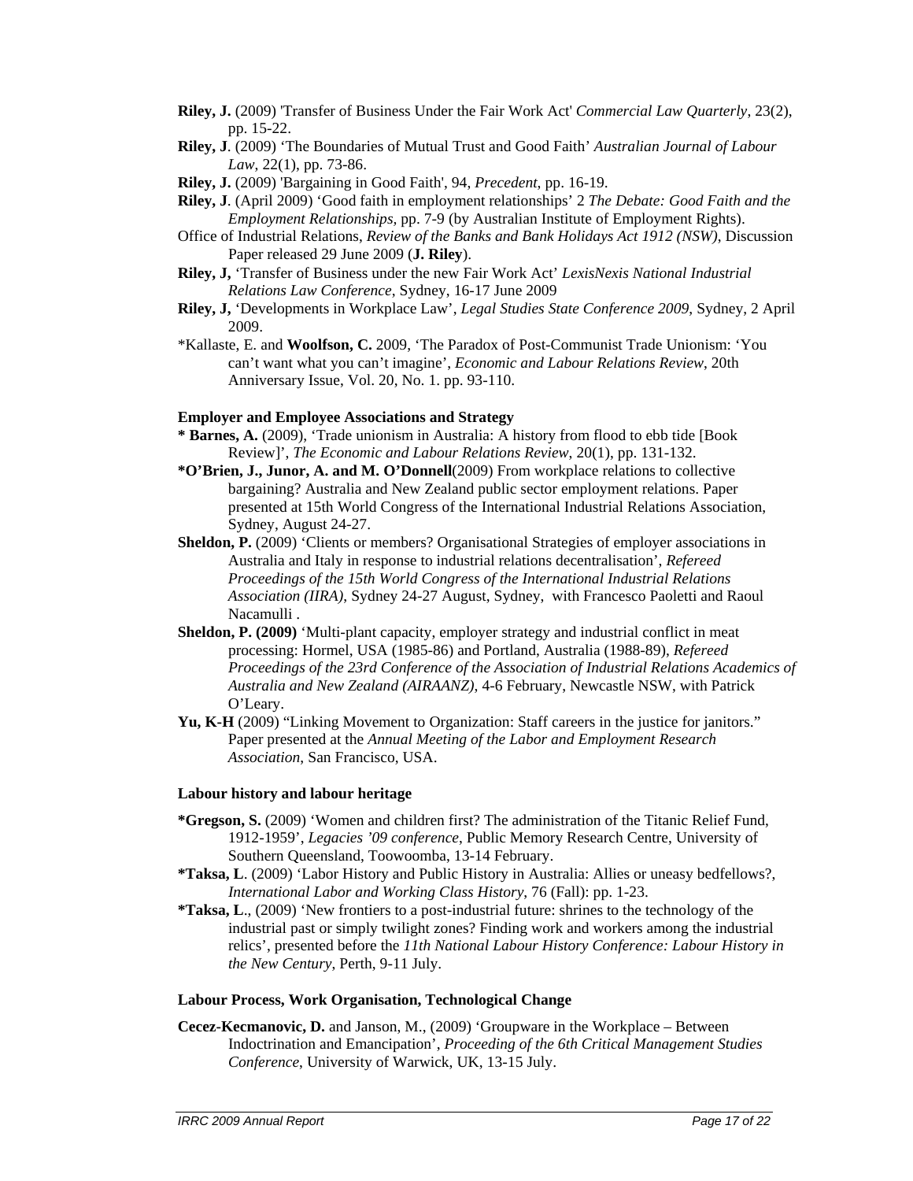**Riley, J.** (2009) 'Transfer of Business Under the Fair Work Act' *Commercial Law Quarterly*, 23(2), pp. 15-22.

**Riley, J**. (2009) 'The Boundaries of Mutual Trust and Good Faith' *Australian Journal of Labour Law*, 22(1), pp. 73-86.

**Riley, J.** (2009) 'Bargaining in Good Faith', 94, *Precedent*, pp. 16-19.

**Riley, J**. (April 2009) 'Good faith in employment relationships' 2 *The Debate: Good Faith and the Employment Relationships*, pp. 7-9 (by Australian Institute of Employment Rights).

Office of Industrial Relations, *Review of the Banks and Bank Holidays Act 1912 (NSW)*, Discussion Paper released 29 June 2009 (**J. Riley**).

**Riley, J,** 'Transfer of Business under the new Fair Work Act' *LexisNexis National Industrial Relations Law Conference*, Sydney, 16-17 June 2009

**Riley, J,** 'Developments in Workplace Law', *Legal Studies State Conference 2009*, Sydney, 2 April 2009.

*Kallaste, E. and **Woolfson, C.** 2009, 'The Paradox of Post-Communist Trade Unionism: 'You can't want what you can't imagine', *Economic and Labour Relations Review*, 20th Anniversary Issue, Vol. 20, No. 1. pp. 93-110.

**Employer and Employee Associations and Strategy**

**\* Barnes, A.** (2009), 'Trade unionism in Australia: A history from flood to ebb tide [Book Review]', *The Economic and Labour Relations Review*, 20(1), pp. 131-132.

**\*O'Brien, J., Junor, A. and M. O'Donnell**(2009) From workplace relations to collective bargaining? Australia and New Zealand public sector employment relations. Paper presented at 15th World Congress of the International Industrial Relations Association, Sydney, August 24-27.

**Sheldon, P.** (2009) 'Clients or members? Organisational Strategies of employer associations in Australia and Italy in response to industrial relations decentralisation', *Refereed Proceedings of the 15th World Congress of the International Industrial Relations Association (IIRA)*, Sydney 24-27 August, Sydney, with Francesco Paoletti and Raoul Nacamulli .

**Sheldon, P. (2009)** 'Multi-plant capacity, employer strategy and industrial conflict in meat processing: Hormel, USA (1985-86) and Portland, Australia (1988-89), *Refereed Proceedings of the 23rd Conference of the Association of Industrial Relations Academics of Australia and New Zealand (AIRAANZ)*, 4-6 February, Newcastle NSW, with Patrick O'Leary.

**Yu, K-H** (2009) "Linking Movement to Organization: Staff careers in the justice for janitors." Paper presented at the *Annual Meeting of the Labor and Employment Research Association*, San Francisco, USA.

**Labour history and labour heritage**

**\*Gregson, S.** (2009) 'Women and children first? The administration of the Titanic Relief Fund, 1912-1959', *Legacies '09 conference*, Public Memory Research Centre, University of Southern Queensland, Toowoomba, 13-14 February.

**\*Taksa, L**. (2009) 'Labor History and Public History in Australia: Allies or uneasy bedfellows?, *International Labor and Working Class History*, 76 (Fall): pp. 1-23.

**\*Taksa, L**., (2009) 'New frontiers to a post-industrial future: shrines to the technology of the industrial past or simply twilight zones? Finding work and workers among the industrial relics', presented before the *11th National Labour History Conference: Labour History in the New Century*, Perth, 9-11 July.

**Labour Process, Work Organisation, Technological Change**

**Cecez-Kecmanovic, D.** and Janson, M., (2009) 'Groupware in the Workplace – Between Indoctrination and Emancipation', *Proceeding of the 6th Critical Management Studies Conference*, University of Warwick, UK, 13-15 July.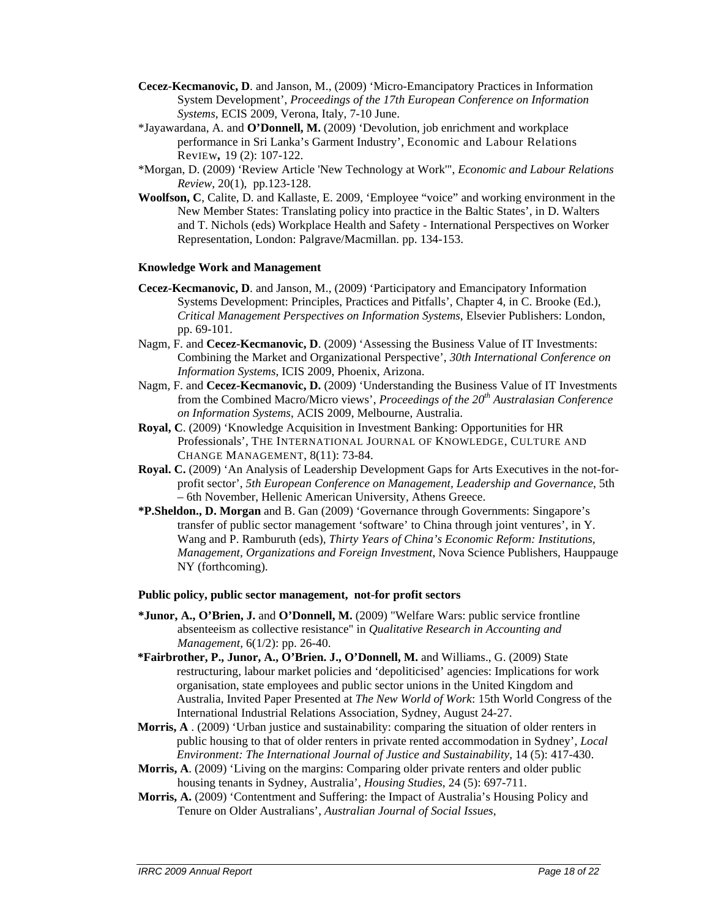**Cecez-Kecmanovic, D**. and Janson, M., (2009) 'Micro-Emancipatory Practices in Information System Development', *Proceedings of the 17th European Conference on Information Systems*, ECIS 2009, Verona, Italy, 7-10 June.

*Jayawardana, A. and **O'Donnell, M.** (2009) 'Devolution, job enrichment and workplace performance in Sri Lanka's Garment Industry', Economic and Labour Relations Review**,** 19 (2): 107-122.

*Morgan, D. (2009) 'Review Article 'New Technology at Work'', *Economic and Labour Relations Review*, 20(1), pp.123-128.

**Woolfson, C**, Calite, D. and Kallaste, E. 2009, 'Employee "voice" and working environment in the New Member States: Translating policy into practice in the Baltic States', in D. Walters and T. Nichols (eds) Workplace Health and Safety - International Perspectives on Worker Representation, London: Palgrave/Macmillan. pp. 134-153.

**Knowledge Work and Management**

**Cecez-Kecmanovic, D**. and Janson, M., (2009) 'Participatory and Emancipatory Information Systems Development: Principles, Practices and Pitfalls', Chapter 4, in C. Brooke (Ed.), *Critical Management Perspectives on Information Systems*, Elsevier Publishers: London, pp. 69-101.

Nagm, F. and **Cecez-Kecmanovic, D**. (2009) 'Assessing the Business Value of IT Investments: Combining the Market and Organizational Perspective', *30th International Conference on Information Systems*, ICIS 2009, Phoenix, Arizona.

Nagm, F. and **Cecez-Kecmanovic, D.** (2009) 'Understanding the Business Value of IT Investments from the Combined Macro/Micro views', *Proceedings of the 20th Australasian Conference on Information Systems*, ACIS 2009, Melbourne, Australia.

**Royal, C**. (2009) 'Knowledge Acquisition in Investment Banking: Opportunities for HR Professionals', THE INTERNATIONAL JOURNAL OF KNOWLEDGE, CULTURE AND CHANGE MANAGEMENT, 8(11): 73-84.

**Royal. C.** (2009) 'An Analysis of Leadership Development Gaps for Arts Executives in the not-for-profit sector', *5th European Conference on Management, Leadership and Governance*, 5th – 6th November, Hellenic American University, Athens Greece.

***P.Sheldon., D. Morgan** and B. Gan (2009) 'Governance through Governments: Singapore's transfer of public sector management 'software' to China through joint ventures', in Y. Wang and P. Ramburuth (eds), *Thirty Years of China's Economic Reform: Institutions, Management, Organizations and Foreign Investment*, Nova Science Publishers, Hauppauge NY (forthcoming).

**Public policy, public sector management, not-for profit sectors**

***Junor, A., O'Brien, J.** and **O'Donnell, M.** (2009) "Welfare Wars: public service frontline absenteeism as collective resistance" in *Qualitative Research in Accounting and Management*, 6(1/2): pp. 26-40.

***Fairbrother, P., Junor, A., O'Brien. J., O'Donnell, M.** and Williams., G. (2009) State restructuring, labour market policies and 'depoliticised' agencies: Implications for work organisation, state employees and public sector unions in the United Kingdom and Australia, Invited Paper Presented at *The New World of Work*: 15th World Congress of the International Industrial Relations Association, Sydney, August 24-27.

**Morris, A** . (2009) 'Urban justice and sustainability: comparing the situation of older renters in public housing to that of older renters in private rented accommodation in Sydney', *Local Environment: The International Journal of Justice and Sustainability*, 14 (5): 417-430.

**Morris, A**. (2009) 'Living on the margins: Comparing older private renters and older public housing tenants in Sydney, Australia', *Housing Studies*, 24 (5): 697-711.

**Morris, A.** (2009) 'Contentment and Suffering: the Impact of Australia's Housing Policy and Tenure on Older Australians', *Australian Journal of Social Issues*,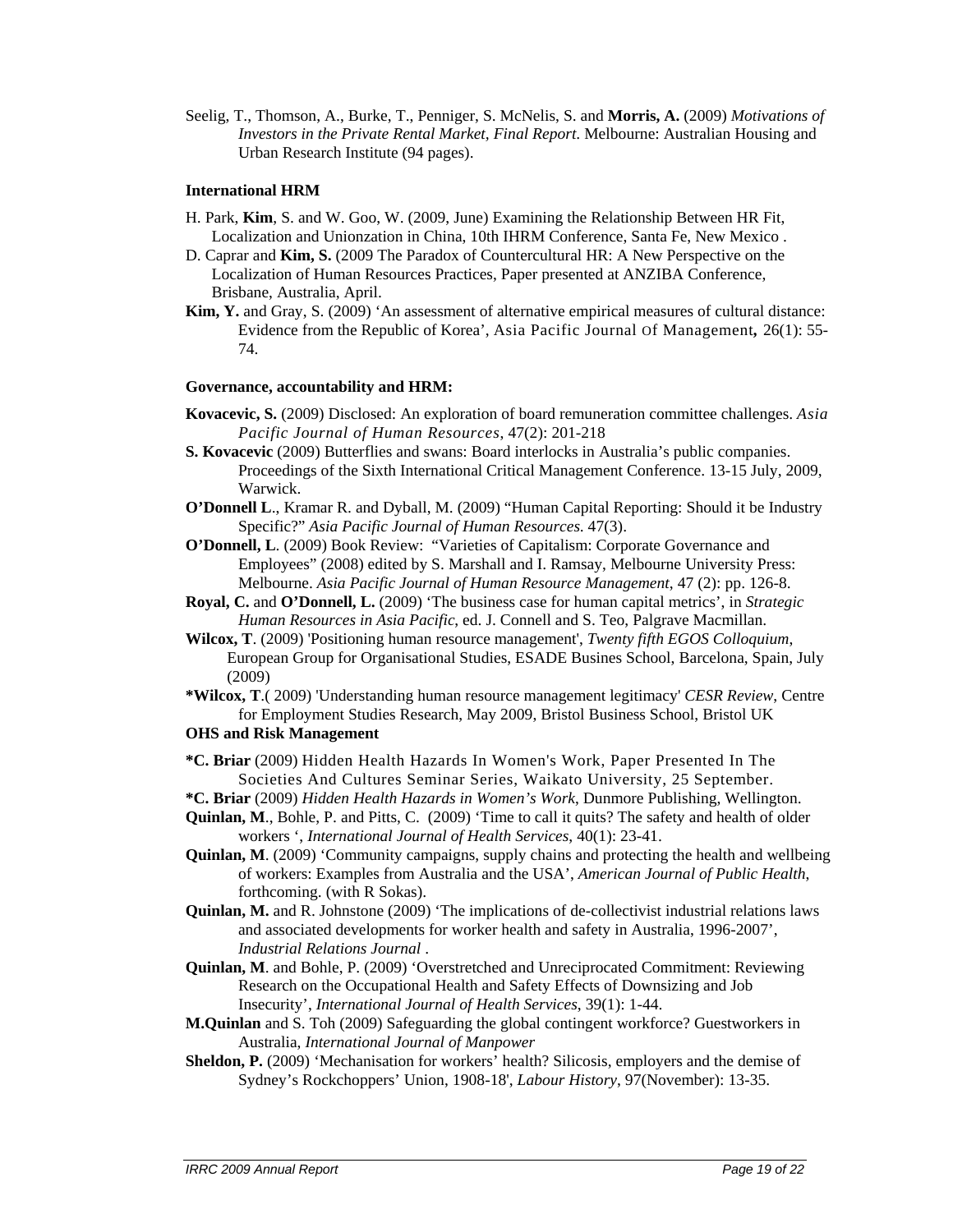Seelig, T., Thomson, A., Burke, T., Penniger, S. McNelis, S. and **Morris, A.** (2009) *Motivations of Investors in the Private Rental Market, Final Report*. Melbourne: Australian Housing and Urban Research Institute (94 pages).

**International HRM**

H. Park, **Kim**, S. and W. Goo, W. (2009, June) Examining the Relationship Between HR Fit, Localization and Unionzation in China, 10th IHRM Conference, Santa Fe, New Mexico .

D. Caprar and **Kim, S.** (2009 The Paradox of Countercultural HR: A New Perspective on the Localization of Human Resources Practices, Paper presented at ANZIBA Conference, Brisbane, Australia, April.

**Kim, Y.** and Gray, S. (2009) 'An assessment of alternative empirical measures of cultural distance: Evidence from the Republic of Korea', Asia Pacific Journal Of Management**,** 26(1): 55-74.

**Governance, accountability and HRM:**

**Kovacevic, S.** (2009) Disclosed: An exploration of board remuneration committee challenges. *Asia Pacific Journal of Human Resources*, 47(2): 201-218

**S. Kovacevic** (2009) Butterflies and swans: Board interlocks in Australia's public companies. Proceedings of the Sixth International Critical Management Conference. 13-15 July, 2009, Warwick.

**O'Donnell L**., Kramar R. and Dyball, M. (2009) "Human Capital Reporting: Should it be Industry Specific?" *Asia Pacific Journal of Human Resources.* 47(3).

**O'Donnell, L**. (2009) Book Review: "Varieties of Capitalism: Corporate Governance and Employees" (2008) edited by S. Marshall and I. Ramsay, Melbourne University Press: Melbourne. *Asia Pacific Journal of Human Resource Management*, 47 (2): pp. 126-8.

**Royal, C.** and **O'Donnell, L.** (2009) 'The business case for human capital metrics', in *Strategic Human Resources in Asia Pacific*, ed. J. Connell and S. Teo, Palgrave Macmillan.

**Wilcox, T**. (2009) 'Positioning human resource management', *Twenty fifth EGOS Colloquium*, European Group for Organisational Studies, ESADE Busines School, Barcelona, Spain, July (2009)

***Wilcox, T**.( 2009) 'Understanding human resource management legitimacy' *CESR Review*, Centre for Employment Studies Research, May 2009, Bristol Business School, Bristol UK

**OHS and Risk Management**

***C. Briar** (2009) Hidden Health Hazards In Women's Work, Paper Presented In The Societies And Cultures Seminar Series, Waikato University, 25 September.

***C. Briar** (2009) *Hidden Health Hazards in Women's Work*, Dunmore Publishing, Wellington.

**Quinlan, M**., Bohle, P. and Pitts, C. (2009) 'Time to call it quits? The safety and health of older workers ', *International Journal of Health Services*, 40(1): 23-41.

**Quinlan, M**. (2009) 'Community campaigns, supply chains and protecting the health and wellbeing of workers: Examples from Australia and the USA', *American Journal of Public Health*, forthcoming. (with R Sokas).

**Quinlan, M.** and R. Johnstone (2009) 'The implications of de-collectivist industrial relations laws and associated developments for worker health and safety in Australia, 1996-2007', *Industrial Relations Journal* .

**Quinlan, M**. and Bohle, P. (2009) 'Overstretched and Unreciprocated Commitment: Reviewing Research on the Occupational Health and Safety Effects of Downsizing and Job Insecurity', *International Journal of Health Services*, 39(1): 1-44.

**M.Quinlan** and S. Toh (2009) Safeguarding the global contingent workforce? Guestworkers in Australia, *International Journal of Manpower*

**Sheldon, P.** (2009) 'Mechanisation for workers' health? Silicosis, employers and the demise of Sydney's Rockchoppers' Union, 1908-18', *Labour History*, 97(November): 13-35.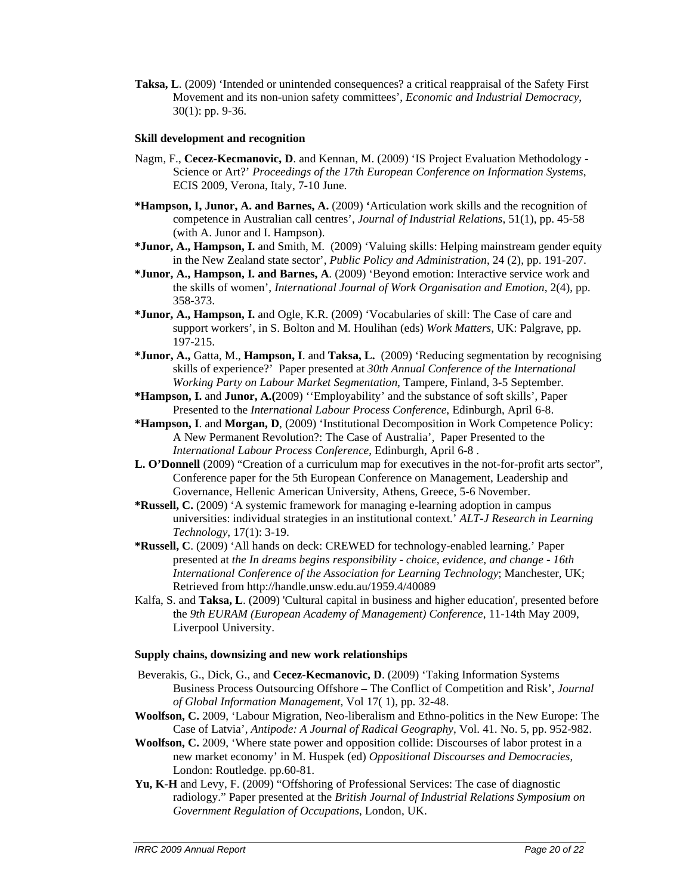**Taksa, L**. (2009) 'Intended or unintended consequences? a critical reappraisal of the Safety First Movement and its non-union safety committees', *Economic and Industrial Democracy*, 30(1): pp. 9-36.

### Skill development and recognition

Nagm, F., **Cecez-Kecmanovic, D**. and Kennan, M. (2009) 'IS Project Evaluation Methodology - Science or Art?' *Proceedings of the 17th European Conference on Information Systems*, ECIS 2009, Verona, Italy, 7-10 June.

**\*Hampson, I, Junor, A. and Barnes, A.** (2009) **'**Articulation work skills and the recognition of competence in Australian call centres', *Journal of Industrial Relations*, 51(1), pp. 45-58 (with A. Junor and I. Hampson).

**\*Junor, A., Hampson, I.** and Smith, M. (2009) 'Valuing skills: Helping mainstream gender equity in the New Zealand state sector', *Public Policy and Administration*, 24 (2), pp. 191-207.

**\*Junor, A., Hampson, I. and Barnes, A**. (2009) 'Beyond emotion: Interactive service work and the skills of women', *International Journal of Work Organisation and Emotion*, 2(4), pp. 358-373.

**\*Junor, A., Hampson, I.** and Ogle, K.R. (2009) 'Vocabularies of skill: The Case of care and support workers', in S. Bolton and M. Houlihan (eds) *Work Matters*, UK: Palgrave, pp. 197-215.

**\*Junor, A.,** Gatta, M., **Hampson, I**. and **Taksa, L.** (2009) 'Reducing segmentation by recognising skills of experience?' Paper presented at *30th Annual Conference of the International Working Party on Labour Market Segmentation*, Tampere, Finland, 3-5 September.

**\*Hampson, I.** and **Junor, A.(**2009) ''Employability' and the substance of soft skills', Paper Presented to the *International Labour Process Conference*, Edinburgh, April 6-8.

**\*Hampson, I**. and **Morgan, D**, (2009) 'Institutional Decomposition in Work Competence Policy: A New Permanent Revolution?: The Case of Australia', Paper Presented to the *International Labour Process Conference*, Edinburgh, April 6-8 .

**L. O'Donnell** (2009) "Creation of a curriculum map for executives in the not-for-profit arts sector", Conference paper for the 5th European Conference on Management, Leadership and Governance, Hellenic American University, Athens, Greece, 5-6 November.

**\*Russell, C.** (2009) 'A systemic framework for managing e-learning adoption in campus universities: individual strategies in an institutional context.' *ALT-J Research in Learning Technology*, 17(1): 3-19.

**\*Russell, C**. (2009) 'All hands on deck: CREWED for technology-enabled learning.' Paper presented at *the In dreams begins responsibility - choice, evidence, and change - 16th International Conference of the Association for Learning Technology*; Manchester, UK; Retrieved from http://handle.unsw.edu.au/1959.4/40089

Kalfa, S. and **Taksa, L**. (2009) 'Cultural capital in business and higher education', presented before the *9th EURAM (European Academy of Management) Conference*, 11-14th May 2009, Liverpool University.

### Supply chains, downsizing and new work relationships

Beverakis, G., Dick, G., and **Cecez-Kecmanovic, D**. (2009) 'Taking Information Systems Business Process Outsourcing Offshore – The Conflict of Competition and Risk', *Journal of Global Information Management*, Vol 17( 1), pp. 32-48.

**Woolfson, C.** 2009, 'Labour Migration, Neo-liberalism and Ethno-politics in the New Europe: The Case of Latvia', *Antipode: A Journal of Radical Geography*, Vol. 41. No. 5, pp. 952-982.

**Woolfson, C.** 2009, 'Where state power and opposition collide: Discourses of labor protest in a new market economy' in M. Huspek (ed) *Oppositional Discourses and Democracies*, London: Routledge. pp.60-81.

**Yu, K-H** and Levy, F. (2009) "Offshoring of Professional Services: The case of diagnostic radiology." Paper presented at the *British Journal of Industrial Relations Symposium on Government Regulation of Occupations*, London, UK.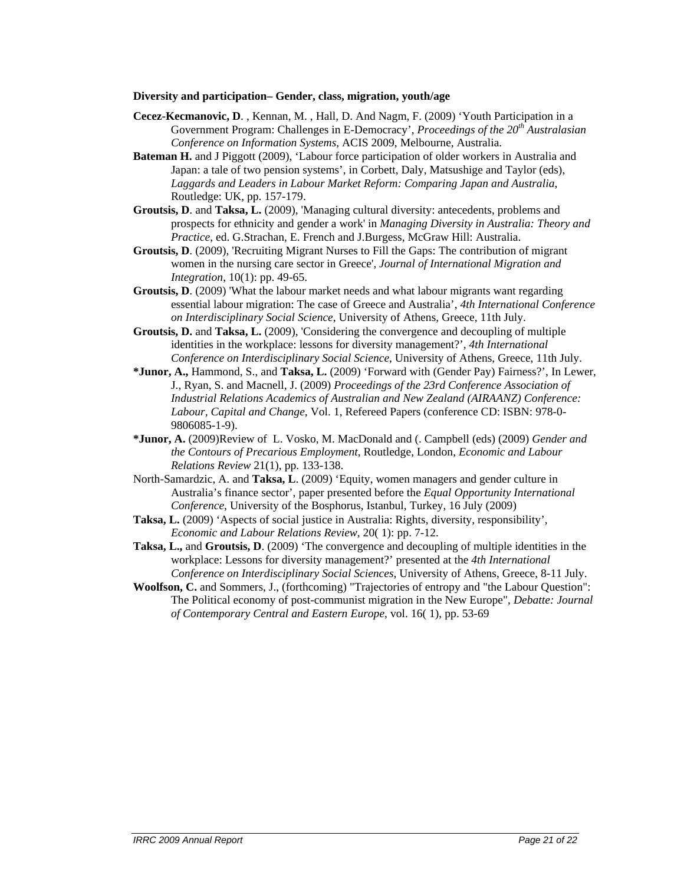**Diversity and participation– Gender, class, migration, youth/age**

**Cecez-Kecmanovic, D**. , Kennan, M. , Hall, D. And Nagm, F. (2009) 'Youth Participation in a Government Program: Challenges in E-Democracy', *Proceedings of the 20$^{th}$ Australasian Conference on Information Systems*, ACIS 2009, Melbourne, Australia.

**Bateman H.** and J Piggott (2009), 'Labour force participation of older workers in Australia and Japan: a tale of two pension systems', in Corbett, Daly, Matsushige and Taylor (eds), *Laggards and Leaders in Labour Market Reform: Comparing Japan and Australia*, Routledge: UK, pp. 157-179.

**Groutsis, D**. and **Taksa, L.** (2009), 'Managing cultural diversity: antecedents, problems and prospects for ethnicity and gender a work' in *Managing Diversity in Australia: Theory and Practice*, ed. G.Strachan, E. French and J.Burgess, McGraw Hill: Australia.

**Groutsis, D**. (2009), 'Recruiting Migrant Nurses to Fill the Gaps: The contribution of migrant women in the nursing care sector in Greece', *Journal of International Migration and Integration*, 10(1): pp. 49-65.

**Groutsis, D**. (2009) 'What the labour market needs and what labour migrants want regarding essential labour migration: The case of Greece and Australia', *4th International Conference on Interdisciplinary Social Science*, University of Athens, Greece, 11th July.

**Groutsis, D.** and **Taksa, L.** (2009), 'Considering the convergence and decoupling of multiple identities in the workplace: lessons for diversity management?', *4th International Conference on Interdisciplinary Social Science*, University of Athens, Greece, 11th July.

**\*Junor, A.,** Hammond, S., and **Taksa, L.** (2009) 'Forward with (Gender Pay) Fairness?', In Lewer, J., Ryan, S. and Macnell, J. (2009) *Proceedings of the 23rd Conference Association of Industrial Relations Academics of Australian and New Zealand (AIRAANZ) Conference: Labour, Capital and Change*, Vol. 1, Refereed Papers (conference CD: ISBN: 978-0-9806085-1-9).

**\*Junor, A.** (2009)Review of L. Vosko, M. MacDonald and (. Campbell (eds) (2009) *Gender and the Contours of Precarious Employment*, Routledge, London, *Economic and Labour Relations Review* 21(1), pp. 133-138.

North-Samardzic, A. and **Taksa, L**. (2009) 'Equity, women managers and gender culture in Australia's finance sector', paper presented before the *Equal Opportunity International Conference*, University of the Bosphorus, Istanbul, Turkey, 16 July (2009)

**Taksa, L.** (2009) 'Aspects of social justice in Australia: Rights, diversity, responsibility', *Economic and Labour Relations Review*, 20( 1): pp. 7-12.

**Taksa, L.,** and **Groutsis, D**. (2009) 'The convergence and decoupling of multiple identities in the workplace: Lessons for diversity management?' presented at the *4th International Conference on Interdisciplinary Social Sciences*, University of Athens, Greece, 8-11 July.

**Woolfson, C.** and Sommers, J., (forthcoming) "Trajectories of entropy and "the Labour Question": The Political economy of post-communist migration in the New Europe", *Debatte: Journal of Contemporary Central and Eastern Europe*, vol. 16( 1), pp. 53-69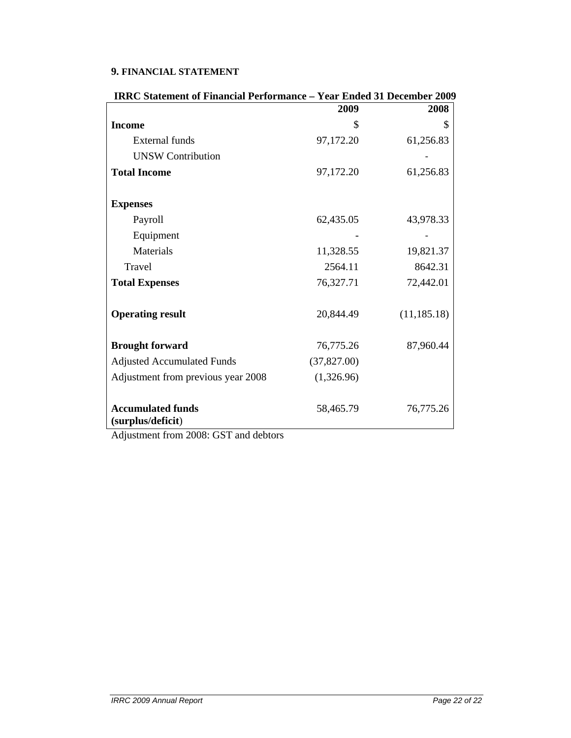**9. FINANCIAL STATEMENT**

**IRRC Statement of Financial Performance – Year Ended 31 December 2009**

| | 2009 | 2008 |
|---|---|---|
| **Income** | $ | $ |
| External funds | 97,172.20 | 61,256.83 |
| UNSW Contribution | | - |
| **Total Income** | 97,172.20 | 61,256.83 |
| | | |
| **Expenses** | | |
| Payroll | 62,435.05 | 43,978.33 |
| Equipment | - | - |
| Materials | 11,328.55 | 19,821.37 |
| Travel | 2564.11 | 8642.31 |
| **Total Expenses** | 76,327.71 | 72,442.01 |
| | | |
| **Operating result** | 20,844.49 | (11,185.18) |
| | | |
| **Brought forward** | 76,775.26 | 87,960.44 |
| Adjusted Accumulated Funds | (37,827.00) | |
| Adjustment from previous year 2008 | (1,326.96) | |
| | | |
| **Accumulated funds (surplus/deficit)** | 58,465.79 | 76,775.26 |

Adjustment from 2008: GST and debtors